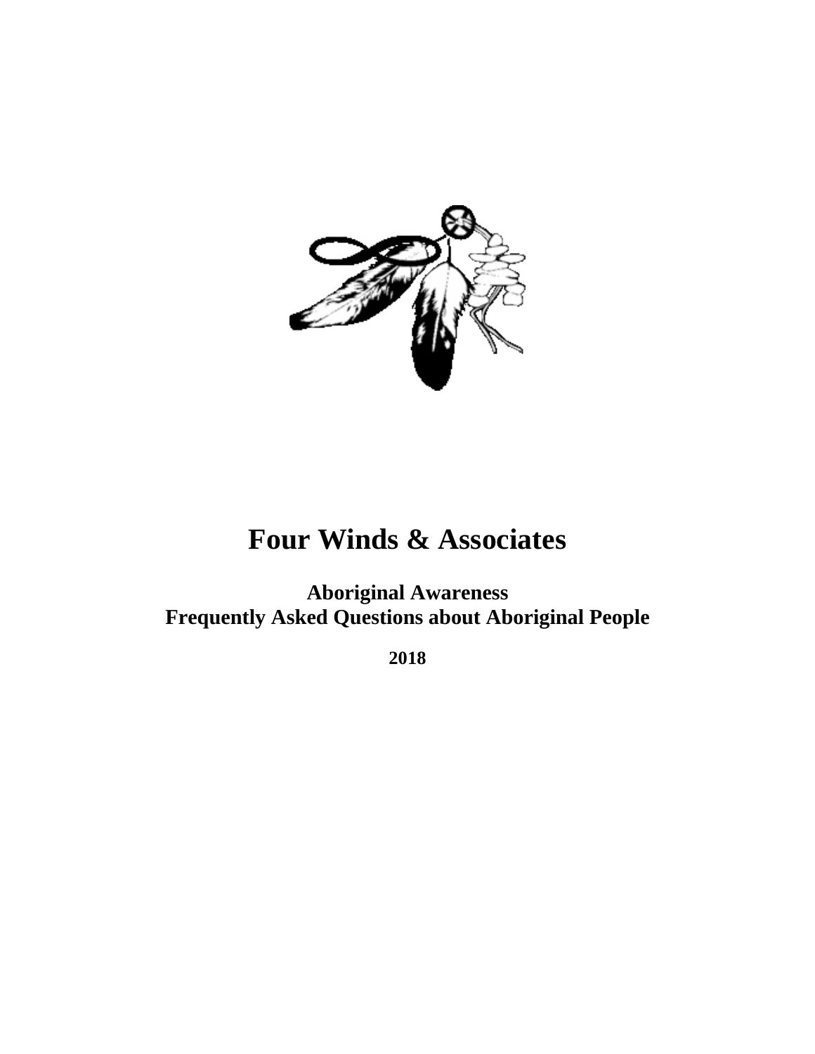# Four Winds & Associates

## Aboriginal Awareness
## Frequently Asked Questions about Aboriginal People

**2018**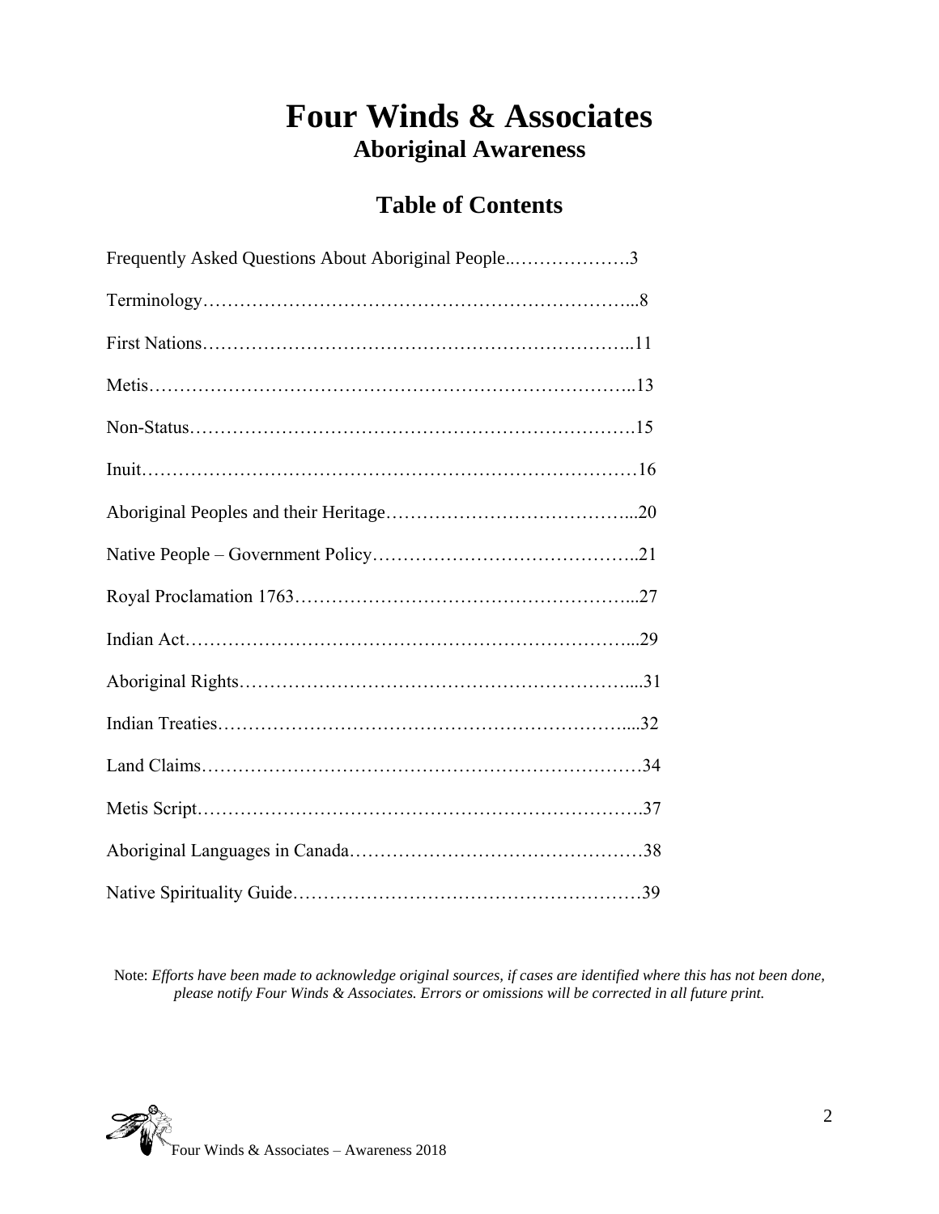# Four Winds & Associates

## Aboriginal Awareness

## Table of Contents

Frequently Asked Questions About Aboriginal People..……………….3

Terminology……………………………………………………………...8

First Nations……………………………………………………………..11

Metis……………………………………………………………………..13

Non-Status……………………………………………………………….15

Inuit………………………………………………………………………16

Aboriginal Peoples and their Heritage…………………………………...20

Native People – Government Policy……………………………………..21

Royal Proclamation 1763………………………………………………...27

Indian Act………………………………………………………………...29

Aboriginal Rights………………………………………………………....31

Indian Treaties…………………………………………………………....32

Land Claims……………………………………………………………….34

Metis Script……………………………………………………………….37

Aboriginal Languages in Canada…………………………………………38

Native Spirituality Guide…………………………………………………39

Note: *Efforts have been made to acknowledge original sources, if cases are identified where this has not been done, please notify Four Winds & Associates. Errors or omissions will be corrected in all future print.*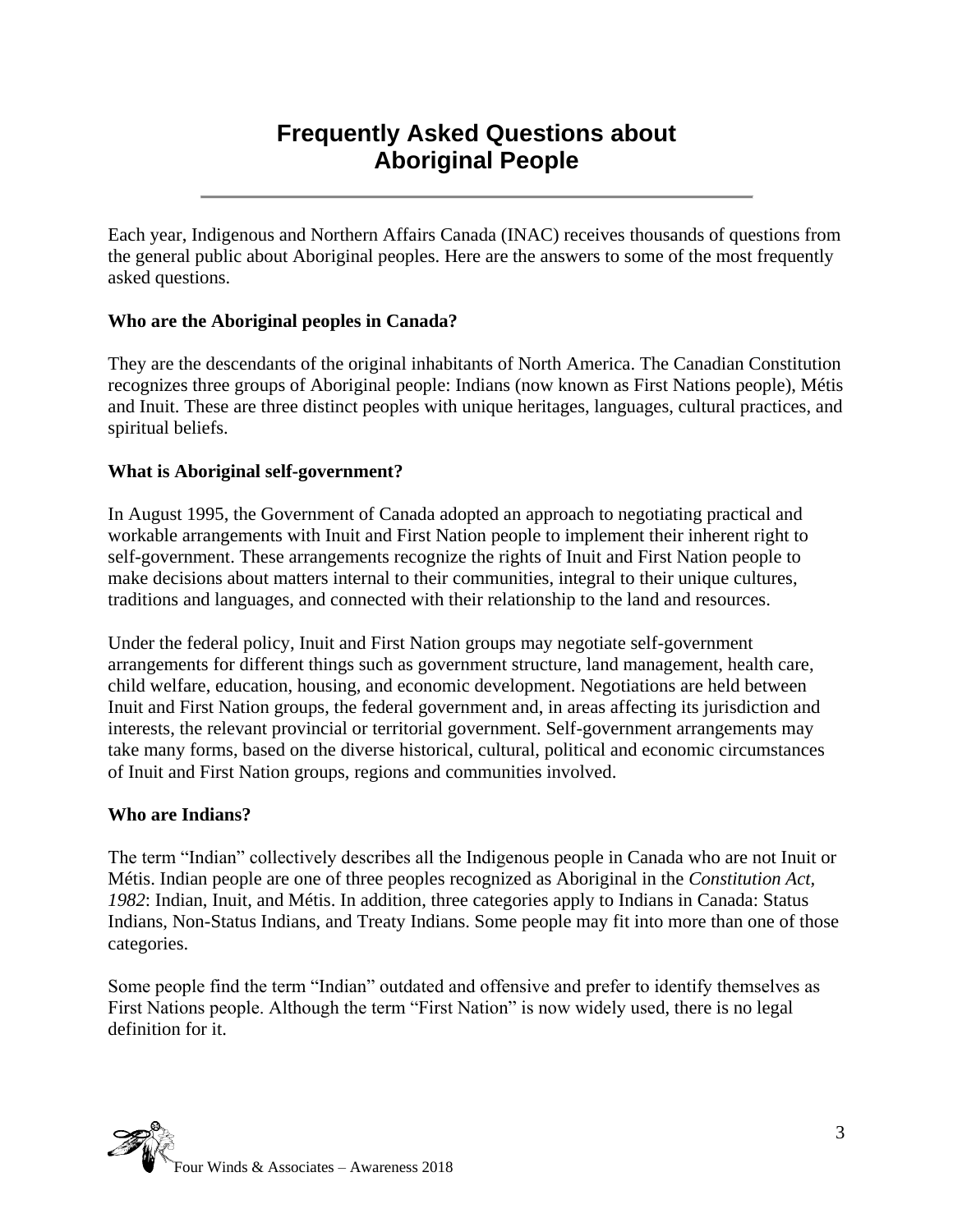# Frequently Asked Questions about Aboriginal People

Each year, Indigenous and Northern Affairs Canada (INAC) receives thousands of questions from the general public about Aboriginal peoples. Here are the answers to some of the most frequently asked questions.

**Who are the Aboriginal peoples in Canada?**

They are the descendants of the original inhabitants of North America. The Canadian Constitution recognizes three groups of Aboriginal people: Indians (now known as First Nations people), Métis and Inuit. These are three distinct peoples with unique heritages, languages, cultural practices, and spiritual beliefs.

**What is Aboriginal self-government?**

In August 1995, the Government of Canada adopted an approach to negotiating practical and workable arrangements with Inuit and First Nation people to implement their inherent right to self-government. These arrangements recognize the rights of Inuit and First Nation people to make decisions about matters internal to their communities, integral to their unique cultures, traditions and languages, and connected with their relationship to the land and resources.

Under the federal policy, Inuit and First Nation groups may negotiate self-government arrangements for different things such as government structure, land management, health care, child welfare, education, housing, and economic development. Negotiations are held between Inuit and First Nation groups, the federal government and, in areas affecting its jurisdiction and interests, the relevant provincial or territorial government. Self-government arrangements may take many forms, based on the diverse historical, cultural, political and economic circumstances of Inuit and First Nation groups, regions and communities involved.

**Who are Indians?**

The term "Indian" collectively describes all the Indigenous people in Canada who are not Inuit or Métis. Indian people are one of three peoples recognized as Aboriginal in the *Constitution Act, 1982*: Indian, Inuit, and Métis. In addition, three categories apply to Indians in Canada: Status Indians, Non-Status Indians, and Treaty Indians. Some people may fit into more than one of those categories.

Some people find the term "Indian" outdated and offensive and prefer to identify themselves as First Nations people. Although the term "First Nation" is now widely used, there is no legal definition for it.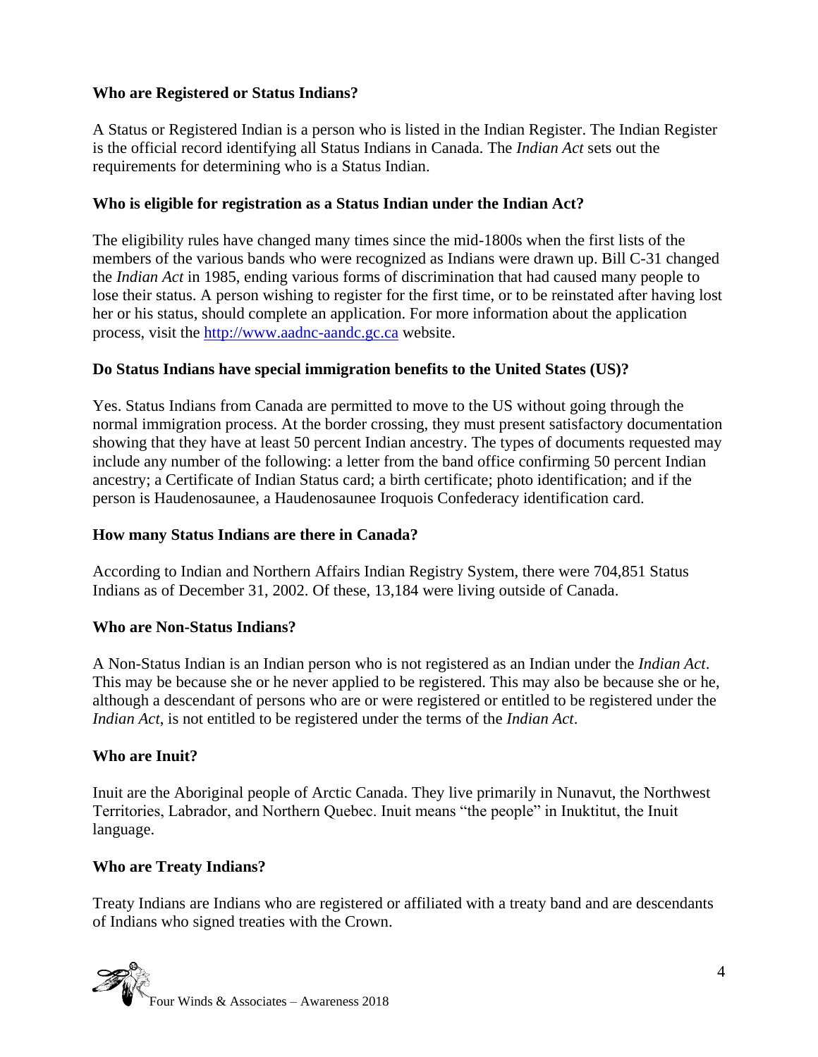**Who are Registered or Status Indians?**

A Status or Registered Indian is a person who is listed in the Indian Register. The Indian Register is the official record identifying all Status Indians in Canada. The *Indian Act* sets out the requirements for determining who is a Status Indian.

**Who is eligible for registration as a Status Indian under the Indian Act?**

The eligibility rules have changed many times since the mid-1800s when the first lists of the members of the various bands who were recognized as Indians were drawn up. Bill C-31 changed the *Indian Act* in 1985, ending various forms of discrimination that had caused many people to lose their status. A person wishing to register for the first time, or to be reinstated after having lost her or his status, should complete an application. For more information about the application process, visit the [http://www.aadnc-aandc.gc.ca](http://www.aadnc-aandc.gc.ca) website.

**Do Status Indians have special immigration benefits to the United States (US)?**

Yes. Status Indians from Canada are permitted to move to the US without going through the normal immigration process. At the border crossing, they must present satisfactory documentation showing that they have at least 50 percent Indian ancestry. The types of documents requested may include any number of the following: a letter from the band office confirming 50 percent Indian ancestry; a Certificate of Indian Status card; a birth certificate; photo identification; and if the person is Haudenosaunee, a Haudenosaunee Iroquois Confederacy identification card.

**How many Status Indians are there in Canada?**

According to Indian and Northern Affairs Indian Registry System, there were 704,851 Status Indians as of December 31, 2002. Of these, 13,184 were living outside of Canada.

**Who are Non-Status Indians?**

A Non-Status Indian is an Indian person who is not registered as an Indian under the *Indian Act*. This may be because she or he never applied to be registered. This may also be because she or he, although a descendant of persons who are or were registered or entitled to be registered under the *Indian Act*, is not entitled to be registered under the terms of the *Indian Act*.

**Who are Inuit?**

Inuit are the Aboriginal people of Arctic Canada. They live primarily in Nunavut, the Northwest Territories, Labrador, and Northern Quebec. Inuit means "the people" in Inuktitut, the Inuit language.

**Who are Treaty Indians?**

Treaty Indians are Indians who are registered or affiliated with a treaty band and are descendants of Indians who signed treaties with the Crown.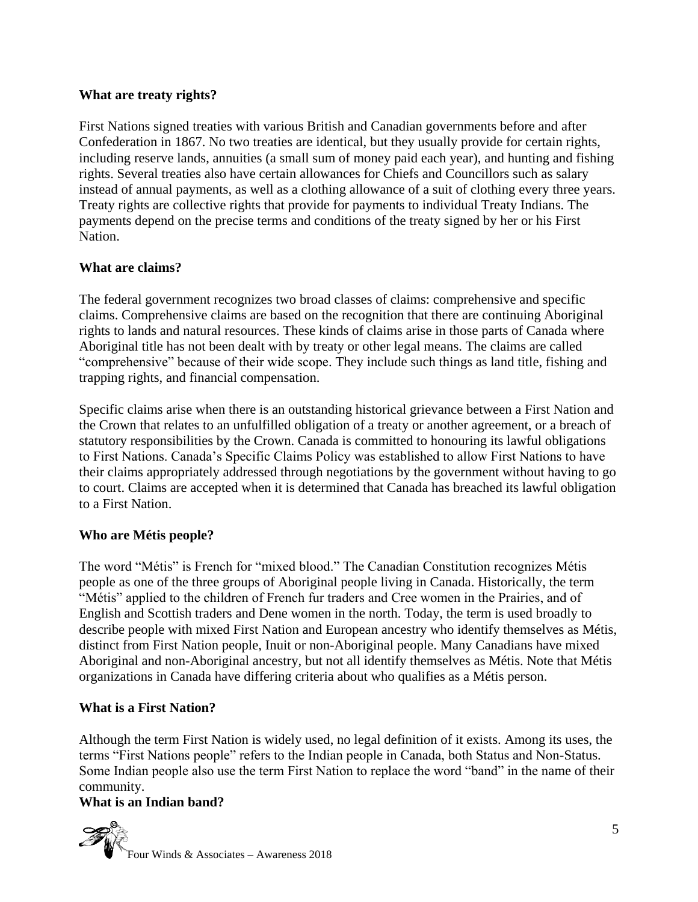**What are treaty rights?**

First Nations signed treaties with various British and Canadian governments before and after Confederation in 1867. No two treaties are identical, but they usually provide for certain rights, including reserve lands, annuities (a small sum of money paid each year), and hunting and fishing rights. Several treaties also have certain allowances for Chiefs and Councillors such as salary instead of annual payments, as well as a clothing allowance of a suit of clothing every three years. Treaty rights are collective rights that provide for payments to individual Treaty Indians. The payments depend on the precise terms and conditions of the treaty signed by her or his First Nation.

**What are claims?**

The federal government recognizes two broad classes of claims: comprehensive and specific claims. Comprehensive claims are based on the recognition that there are continuing Aboriginal rights to lands and natural resources. These kinds of claims arise in those parts of Canada where Aboriginal title has not been dealt with by treaty or other legal means. The claims are called "comprehensive" because of their wide scope. They include such things as land title, fishing and trapping rights, and financial compensation.

Specific claims arise when there is an outstanding historical grievance between a First Nation and the Crown that relates to an unfulfilled obligation of a treaty or another agreement, or a breach of statutory responsibilities by the Crown. Canada is committed to honouring its lawful obligations to First Nations. Canada's Specific Claims Policy was established to allow First Nations to have their claims appropriately addressed through negotiations by the government without having to go to court. Claims are accepted when it is determined that Canada has breached its lawful obligation to a First Nation.

**Who are Métis people?**

The word "Métis" is French for "mixed blood." The Canadian Constitution recognizes Métis people as one of the three groups of Aboriginal people living in Canada. Historically, the term "Métis" applied to the children of French fur traders and Cree women in the Prairies, and of English and Scottish traders and Dene women in the north. Today, the term is used broadly to describe people with mixed First Nation and European ancestry who identify themselves as Métis, distinct from First Nation people, Inuit or non-Aboriginal people. Many Canadians have mixed Aboriginal and non-Aboriginal ancestry, but not all identify themselves as Métis. Note that Métis organizations in Canada have differing criteria about who qualifies as a Métis person.

**What is a First Nation?**

Although the term First Nation is widely used, no legal definition of it exists. Among its uses, the terms "First Nations people" refers to the Indian people in Canada, both Status and Non-Status. Some Indian people also use the term First Nation to replace the word "band" in the name of their community.

**What is an Indian band?**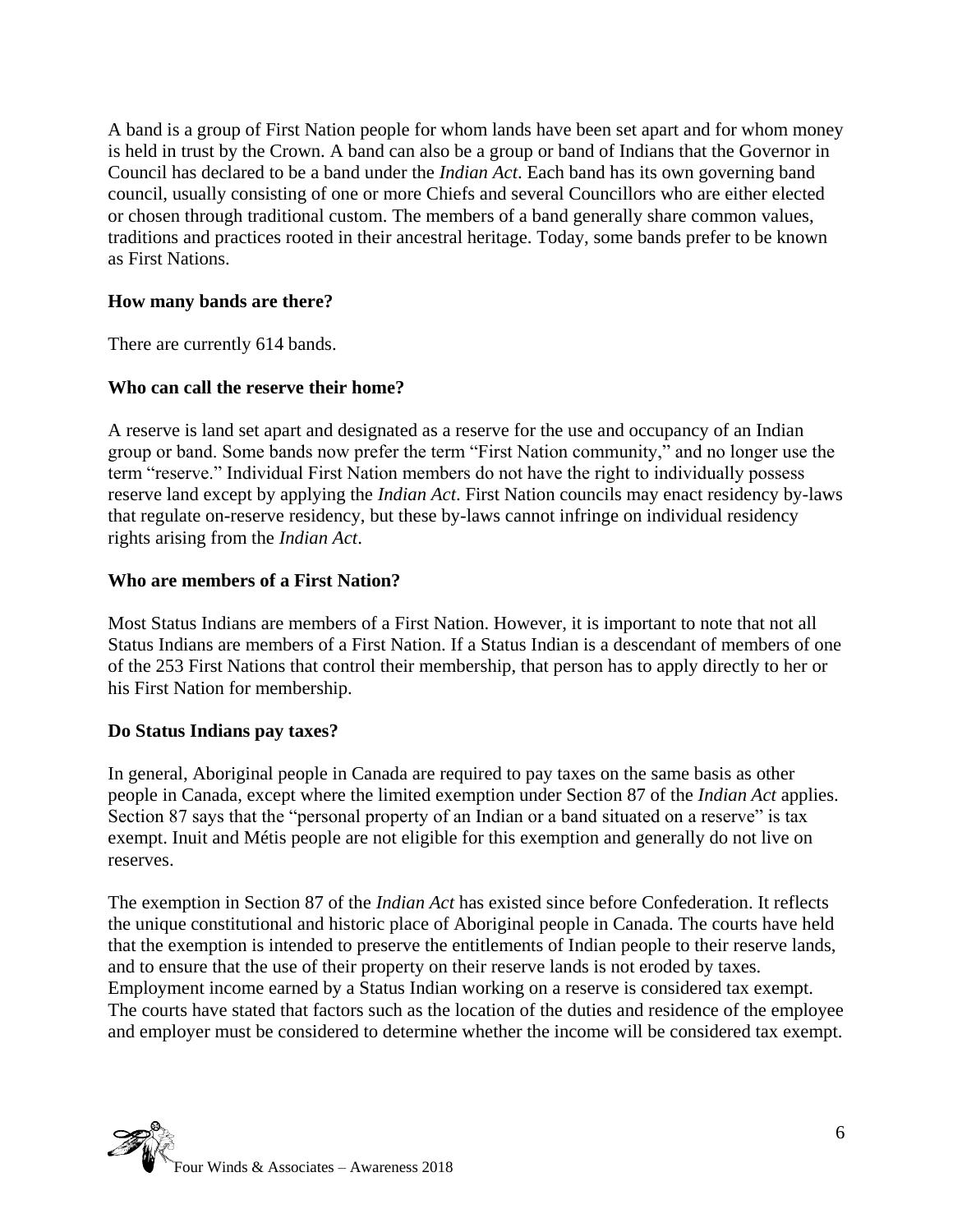A band is a group of First Nation people for whom lands have been set apart and for whom money is held in trust by the Crown. A band can also be a group or band of Indians that the Governor in Council has declared to be a band under the *Indian Act*. Each band has its own governing band council, usually consisting of one or more Chiefs and several Councillors who are either elected or chosen through traditional custom. The members of a band generally share common values, traditions and practices rooted in their ancestral heritage. Today, some bands prefer to be known as First Nations.

**How many bands are there?**

There are currently 614 bands.

**Who can call the reserve their home?**

A reserve is land set apart and designated as a reserve for the use and occupancy of an Indian group or band. Some bands now prefer the term "First Nation community," and no longer use the term "reserve." Individual First Nation members do not have the right to individually possess reserve land except by applying the *Indian Act*. First Nation councils may enact residency by-laws that regulate on-reserve residency, but these by-laws cannot infringe on individual residency rights arising from the *Indian Act*.

**Who are members of a First Nation?**

Most Status Indians are members of a First Nation. However, it is important to note that not all Status Indians are members of a First Nation. If a Status Indian is a descendant of members of one of the 253 First Nations that control their membership, that person has to apply directly to her or his First Nation for membership.

**Do Status Indians pay taxes?**

In general, Aboriginal people in Canada are required to pay taxes on the same basis as other people in Canada, except where the limited exemption under Section 87 of the *Indian Act* applies. Section 87 says that the "personal property of an Indian or a band situated on a reserve" is tax exempt. Inuit and Métis people are not eligible for this exemption and generally do not live on reserves.

The exemption in Section 87 of the *Indian Act* has existed since before Confederation. It reflects the unique constitutional and historic place of Aboriginal people in Canada. The courts have held that the exemption is intended to preserve the entitlements of Indian people to their reserve lands, and to ensure that the use of their property on their reserve lands is not eroded by taxes. Employment income earned by a Status Indian working on a reserve is considered tax exempt. The courts have stated that factors such as the location of the duties and residence of the employee and employer must be considered to determine whether the income will be considered tax exempt.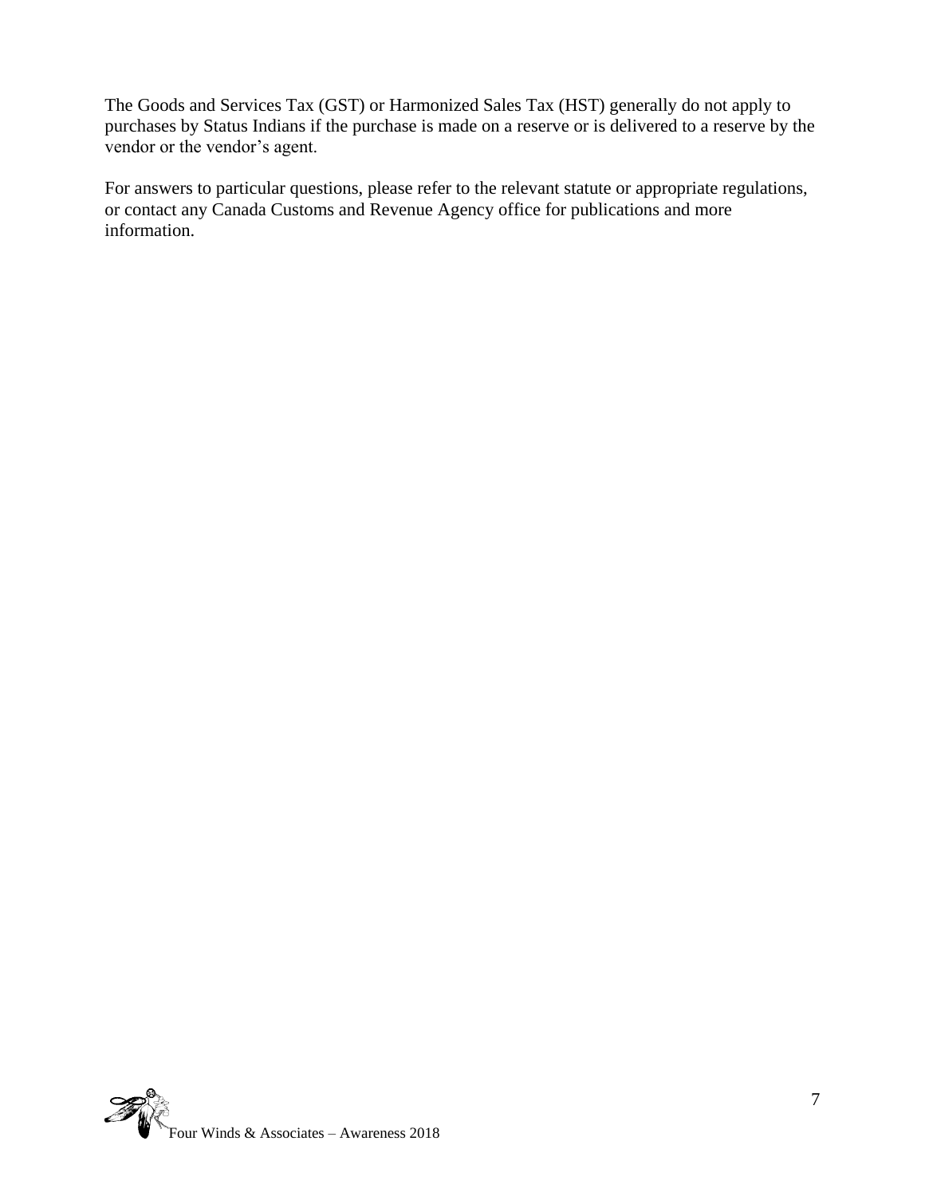The Goods and Services Tax (GST) or Harmonized Sales Tax (HST) generally do not apply to purchases by Status Indians if the purchase is made on a reserve or is delivered to a reserve by the vendor or the vendor's agent.

For answers to particular questions, please refer to the relevant statute or appropriate regulations, or contact any Canada Customs and Revenue Agency office for publications and more information.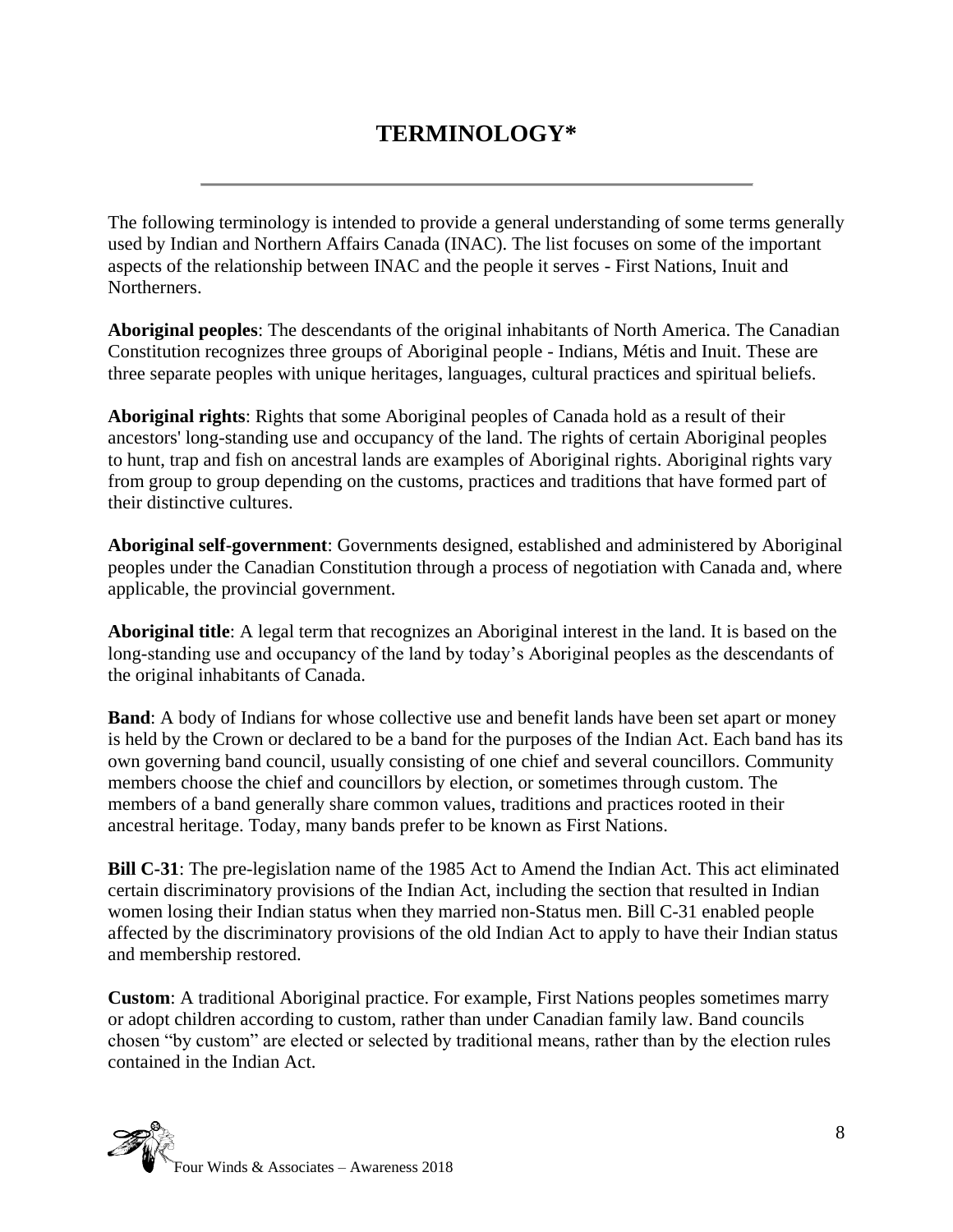# TERMINOLOGY*

The following terminology is intended to provide a general understanding of some terms generally used by Indian and Northern Affairs Canada (INAC). The list focuses on some of the important aspects of the relationship between INAC and the people it serves - First Nations, Inuit and Northerners.

**Aboriginal peoples**: The descendants of the original inhabitants of North America. The Canadian Constitution recognizes three groups of Aboriginal people - Indians, Métis and Inuit. These are three separate peoples with unique heritages, languages, cultural practices and spiritual beliefs.

**Aboriginal rights**: Rights that some Aboriginal peoples of Canada hold as a result of their ancestors' long-standing use and occupancy of the land. The rights of certain Aboriginal peoples to hunt, trap and fish on ancestral lands are examples of Aboriginal rights. Aboriginal rights vary from group to group depending on the customs, practices and traditions that have formed part of their distinctive cultures.

**Aboriginal self-government**: Governments designed, established and administered by Aboriginal peoples under the Canadian Constitution through a process of negotiation with Canada and, where applicable, the provincial government.

**Aboriginal title**: A legal term that recognizes an Aboriginal interest in the land. It is based on the long-standing use and occupancy of the land by today's Aboriginal peoples as the descendants of the original inhabitants of Canada.

**Band**: A body of Indians for whose collective use and benefit lands have been set apart or money is held by the Crown or declared to be a band for the purposes of the Indian Act. Each band has its own governing band council, usually consisting of one chief and several councillors. Community members choose the chief and councillors by election, or sometimes through custom. The members of a band generally share common values, traditions and practices rooted in their ancestral heritage. Today, many bands prefer to be known as First Nations.

**Bill C-31**: The pre-legislation name of the 1985 Act to Amend the Indian Act. This act eliminated certain discriminatory provisions of the Indian Act, including the section that resulted in Indian women losing their Indian status when they married non-Status men. Bill C-31 enabled people affected by the discriminatory provisions of the old Indian Act to apply to have their Indian status and membership restored.

**Custom**: A traditional Aboriginal practice. For example, First Nations peoples sometimes marry or adopt children according to custom, rather than under Canadian family law. Band councils chosen "by custom" are elected or selected by traditional means, rather than by the election rules contained in the Indian Act.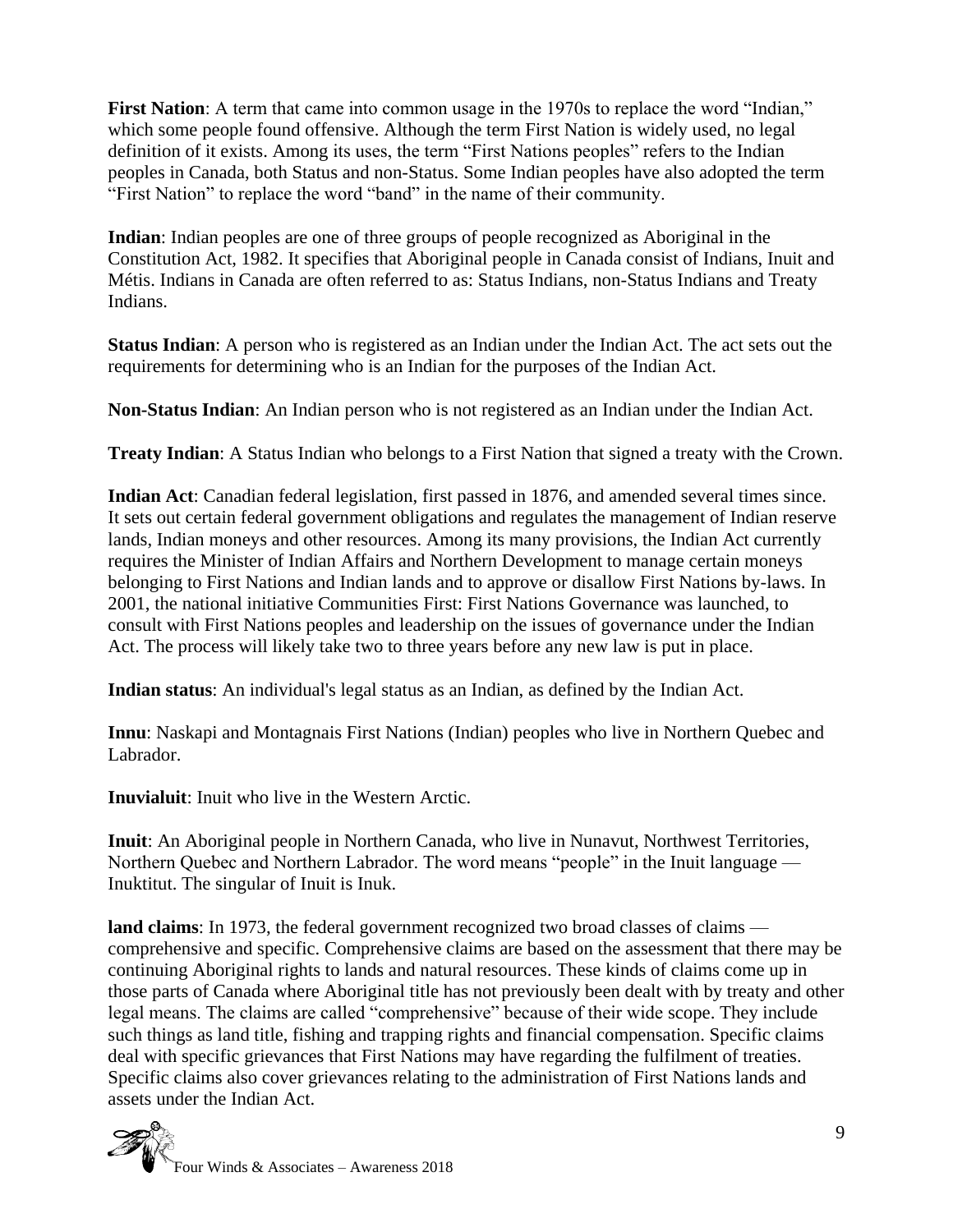**First Nation**: A term that came into common usage in the 1970s to replace the word "Indian," which some people found offensive. Although the term First Nation is widely used, no legal definition of it exists. Among its uses, the term "First Nations peoples" refers to the Indian peoples in Canada, both Status and non-Status. Some Indian peoples have also adopted the term "First Nation" to replace the word "band" in the name of their community.

**Indian**: Indian peoples are one of three groups of people recognized as Aboriginal in the Constitution Act, 1982. It specifies that Aboriginal people in Canada consist of Indians, Inuit and Métis. Indians in Canada are often referred to as: Status Indians, non-Status Indians and Treaty Indians.

**Status Indian**: A person who is registered as an Indian under the Indian Act. The act sets out the requirements for determining who is an Indian for the purposes of the Indian Act.

**Non-Status Indian**: An Indian person who is not registered as an Indian under the Indian Act.

**Treaty Indian**: A Status Indian who belongs to a First Nation that signed a treaty with the Crown.

**Indian Act**: Canadian federal legislation, first passed in 1876, and amended several times since. It sets out certain federal government obligations and regulates the management of Indian reserve lands, Indian moneys and other resources. Among its many provisions, the Indian Act currently requires the Minister of Indian Affairs and Northern Development to manage certain moneys belonging to First Nations and Indian lands and to approve or disallow First Nations by-laws. In 2001, the national initiative Communities First: First Nations Governance was launched, to consult with First Nations peoples and leadership on the issues of governance under the Indian Act. The process will likely take two to three years before any new law is put in place.

**Indian status**: An individual's legal status as an Indian, as defined by the Indian Act.

**Innu**: Naskapi and Montagnais First Nations (Indian) peoples who live in Northern Quebec and Labrador.

**Inuvialuit**: Inuit who live in the Western Arctic.

**Inuit**: An Aboriginal people in Northern Canada, who live in Nunavut, Northwest Territories, Northern Quebec and Northern Labrador. The word means "people" in the Inuit language — Inuktitut. The singular of Inuit is Inuk.

**land claims**: In 1973, the federal government recognized two broad classes of claims — comprehensive and specific. Comprehensive claims are based on the assessment that there may be continuing Aboriginal rights to lands and natural resources. These kinds of claims come up in those parts of Canada where Aboriginal title has not previously been dealt with by treaty and other legal means. The claims are called "comprehensive" because of their wide scope. They include such things as land title, fishing and trapping rights and financial compensation. Specific claims deal with specific grievances that First Nations may have regarding the fulfilment of treaties. Specific claims also cover grievances relating to the administration of First Nations lands and assets under the Indian Act.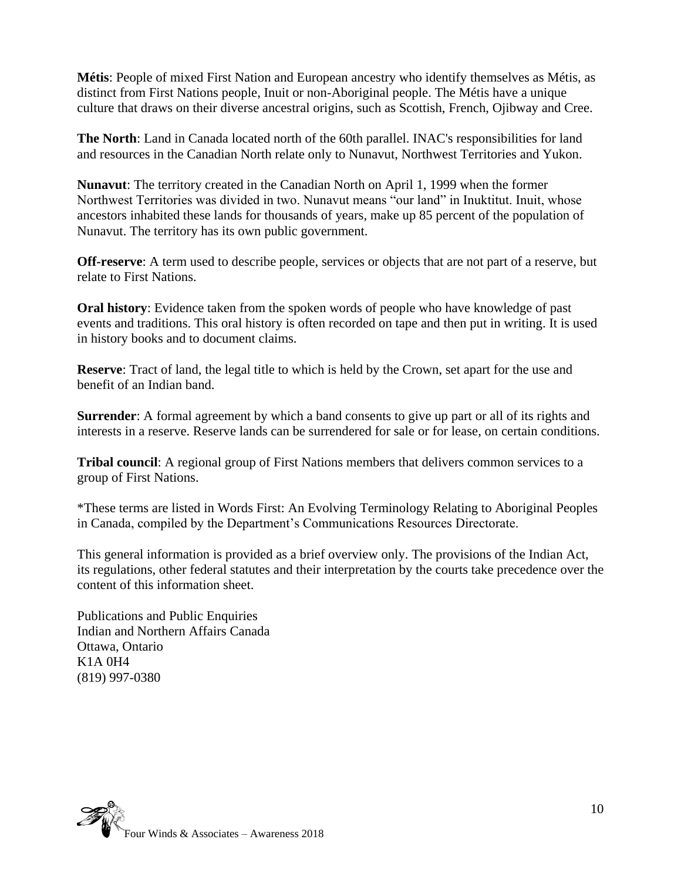**Métis**: People of mixed First Nation and European ancestry who identify themselves as Métis, as distinct from First Nations people, Inuit or non-Aboriginal people. The Métis have a unique culture that draws on their diverse ancestral origins, such as Scottish, French, Ojibway and Cree.

**The North**: Land in Canada located north of the 60th parallel. INAC's responsibilities for land and resources in the Canadian North relate only to Nunavut, Northwest Territories and Yukon.

**Nunavut**: The territory created in the Canadian North on April 1, 1999 when the former Northwest Territories was divided in two. Nunavut means "our land" in Inuktitut. Inuit, whose ancestors inhabited these lands for thousands of years, make up 85 percent of the population of Nunavut. The territory has its own public government.

**Off-reserve**: A term used to describe people, services or objects that are not part of a reserve, but relate to First Nations.

**Oral history**: Evidence taken from the spoken words of people who have knowledge of past events and traditions. This oral history is often recorded on tape and then put in writing. It is used in history books and to document claims.

**Reserve**: Tract of land, the legal title to which is held by the Crown, set apart for the use and benefit of an Indian band.

**Surrender**: A formal agreement by which a band consents to give up part or all of its rights and interests in a reserve. Reserve lands can be surrendered for sale or for lease, on certain conditions.

**Tribal council**: A regional group of First Nations members that delivers common services to a group of First Nations.

*These terms are listed in Words First: An Evolving Terminology Relating to Aboriginal Peoples in Canada, compiled by the Department's Communications Resources Directorate.

This general information is provided as a brief overview only. The provisions of the Indian Act, its regulations, other federal statutes and their interpretation by the courts take precedence over the content of this information sheet.

Publications and Public Enquiries
Indian and Northern Affairs Canada
Ottawa, Ontario
K1A 0H4
(819) 997-0380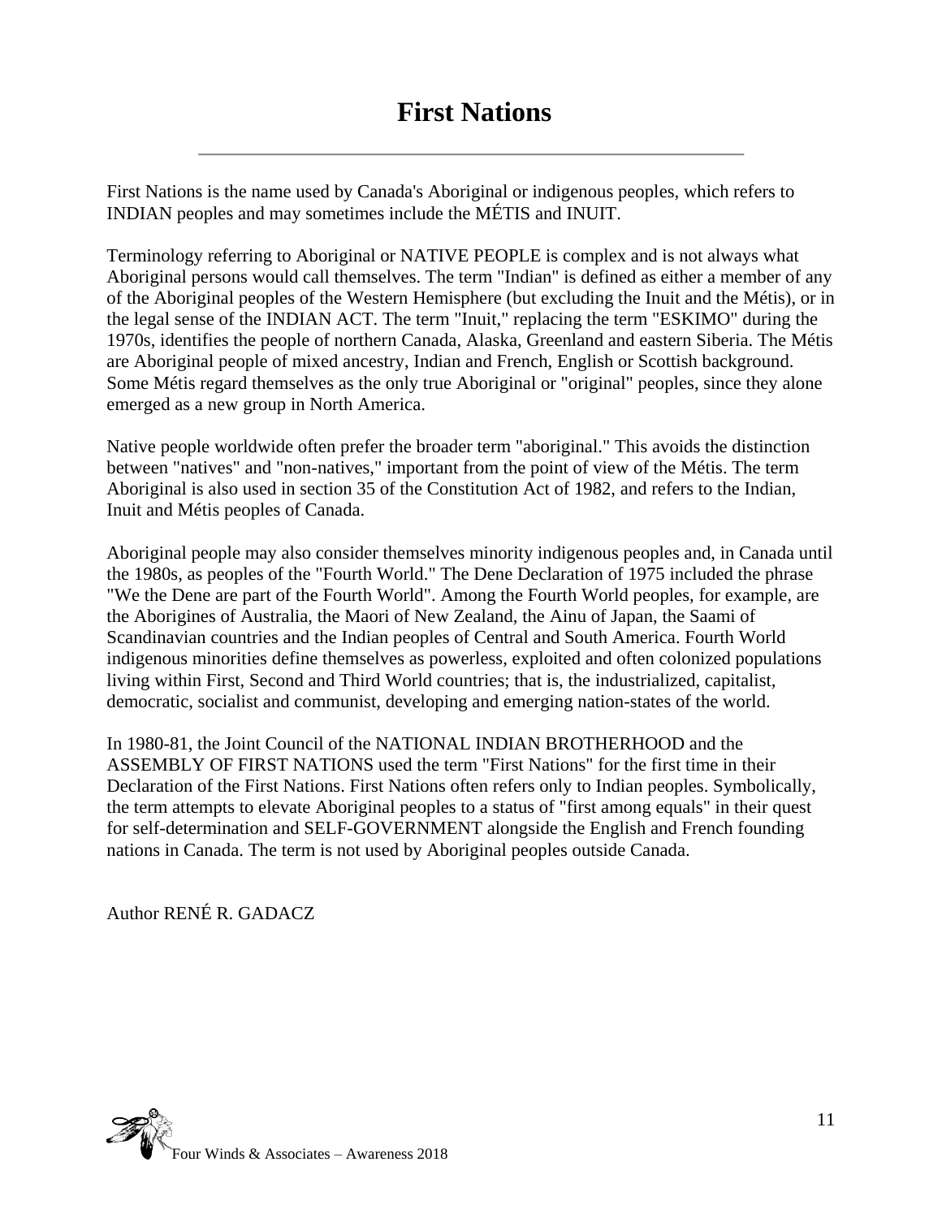# First Nations

First Nations is the name used by Canada's Aboriginal or indigenous peoples, which refers to INDIAN peoples and may sometimes include the MÉTIS and INUIT.

Terminology referring to Aboriginal or NATIVE PEOPLE is complex and is not always what Aboriginal persons would call themselves. The term "Indian" is defined as either a member of any of the Aboriginal peoples of the Western Hemisphere (but excluding the Inuit and the Métis), or in the legal sense of the INDIAN ACT. The term "Inuit," replacing the term "ESKIMO" during the 1970s, identifies the people of northern Canada, Alaska, Greenland and eastern Siberia. The Métis are Aboriginal people of mixed ancestry, Indian and French, English or Scottish background. Some Métis regard themselves as the only true Aboriginal or "original" peoples, since they alone emerged as a new group in North America.

Native people worldwide often prefer the broader term "aboriginal." This avoids the distinction between "natives" and "non-natives," important from the point of view of the Métis. The term Aboriginal is also used in section 35 of the Constitution Act of 1982, and refers to the Indian, Inuit and Métis peoples of Canada.

Aboriginal people may also consider themselves minority indigenous peoples and, in Canada until the 1980s, as peoples of the "Fourth World." The Dene Declaration of 1975 included the phrase "We the Dene are part of the Fourth World". Among the Fourth World peoples, for example, are the Aborigines of Australia, the Maori of New Zealand, the Ainu of Japan, the Saami of Scandinavian countries and the Indian peoples of Central and South America. Fourth World indigenous minorities define themselves as powerless, exploited and often colonized populations living within First, Second and Third World countries; that is, the industrialized, capitalist, democratic, socialist and communist, developing and emerging nation-states of the world.

In 1980-81, the Joint Council of the NATIONAL INDIAN BROTHERHOOD and the ASSEMBLY OF FIRST NATIONS used the term "First Nations" for the first time in their Declaration of the First Nations. First Nations often refers only to Indian peoples. Symbolically, the term attempts to elevate Aboriginal peoples to a status of "first among equals" in their quest for self-determination and SELF-GOVERNMENT alongside the English and French founding nations in Canada. The term is not used by Aboriginal peoples outside Canada.

Author RENÉ R. GADACZ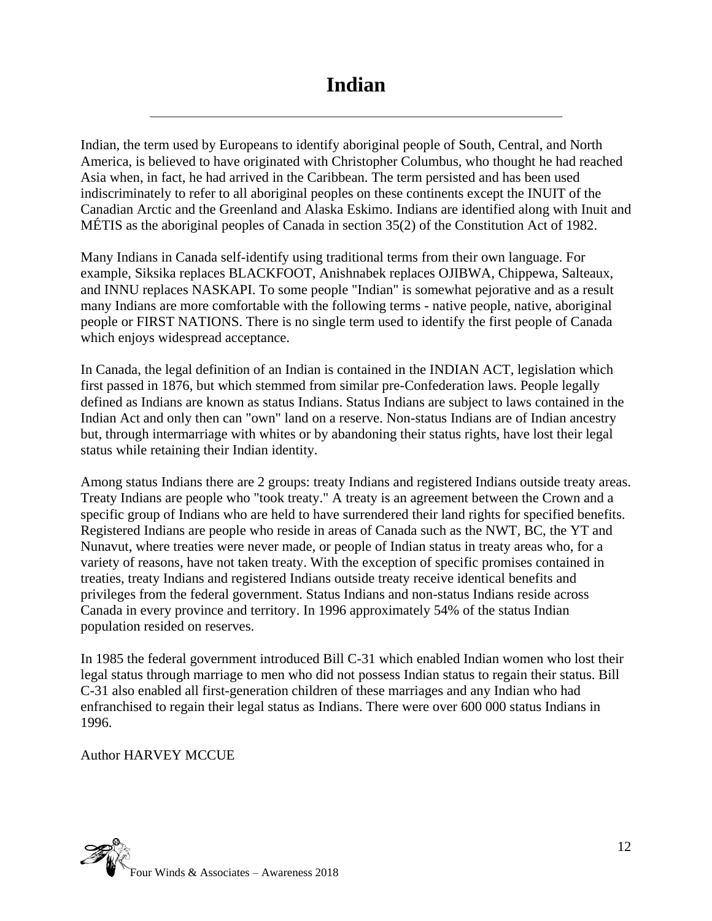# Indian

Indian, the term used by Europeans to identify aboriginal people of South, Central, and North America, is believed to have originated with Christopher Columbus, who thought he had reached Asia when, in fact, he had arrived in the Caribbean. The term persisted and has been used indiscriminately to refer to all aboriginal peoples on these continents except the INUIT of the Canadian Arctic and the Greenland and Alaska Eskimo. Indians are identified along with Inuit and MÉTIS as the aboriginal peoples of Canada in section 35(2) of the Constitution Act of 1982.

Many Indians in Canada self-identify using traditional terms from their own language. For example, Siksika replaces BLACKFOOT, Anishnabek replaces OJIBWA, Chippewa, Salteaux, and INNU replaces NASKAPI. To some people "Indian" is somewhat pejorative and as a result many Indians are more comfortable with the following terms - native people, native, aboriginal people or FIRST NATIONS. There is no single term used to identify the first people of Canada which enjoys widespread acceptance.

In Canada, the legal definition of an Indian is contained in the INDIAN ACT, legislation which first passed in 1876, but which stemmed from similar pre-Confederation laws. People legally defined as Indians are known as status Indians. Status Indians are subject to laws contained in the Indian Act and only then can "own" land on a reserve. Non-status Indians are of Indian ancestry but, through intermarriage with whites or by abandoning their status rights, have lost their legal status while retaining their Indian identity.

Among status Indians there are 2 groups: treaty Indians and registered Indians outside treaty areas. Treaty Indians are people who "took treaty." A treaty is an agreement between the Crown and a specific group of Indians who are held to have surrendered their land rights for specified benefits. Registered Indians are people who reside in areas of Canada such as the NWT, BC, the YT and Nunavut, where treaties were never made, or people of Indian status in treaty areas who, for a variety of reasons, have not taken treaty. With the exception of specific promises contained in treaties, treaty Indians and registered Indians outside treaty receive identical benefits and privileges from the federal government. Status Indians and non-status Indians reside across Canada in every province and territory. In 1996 approximately 54% of the status Indian population resided on reserves.

In 1985 the federal government introduced Bill C-31 which enabled Indian women who lost their legal status through marriage to men who did not possess Indian status to regain their status. Bill C-31 also enabled all first-generation children of these marriages and any Indian who had enfranchised to regain their legal status as Indians. There were over 600 000 status Indians in 1996.

Author HARVEY MCCUE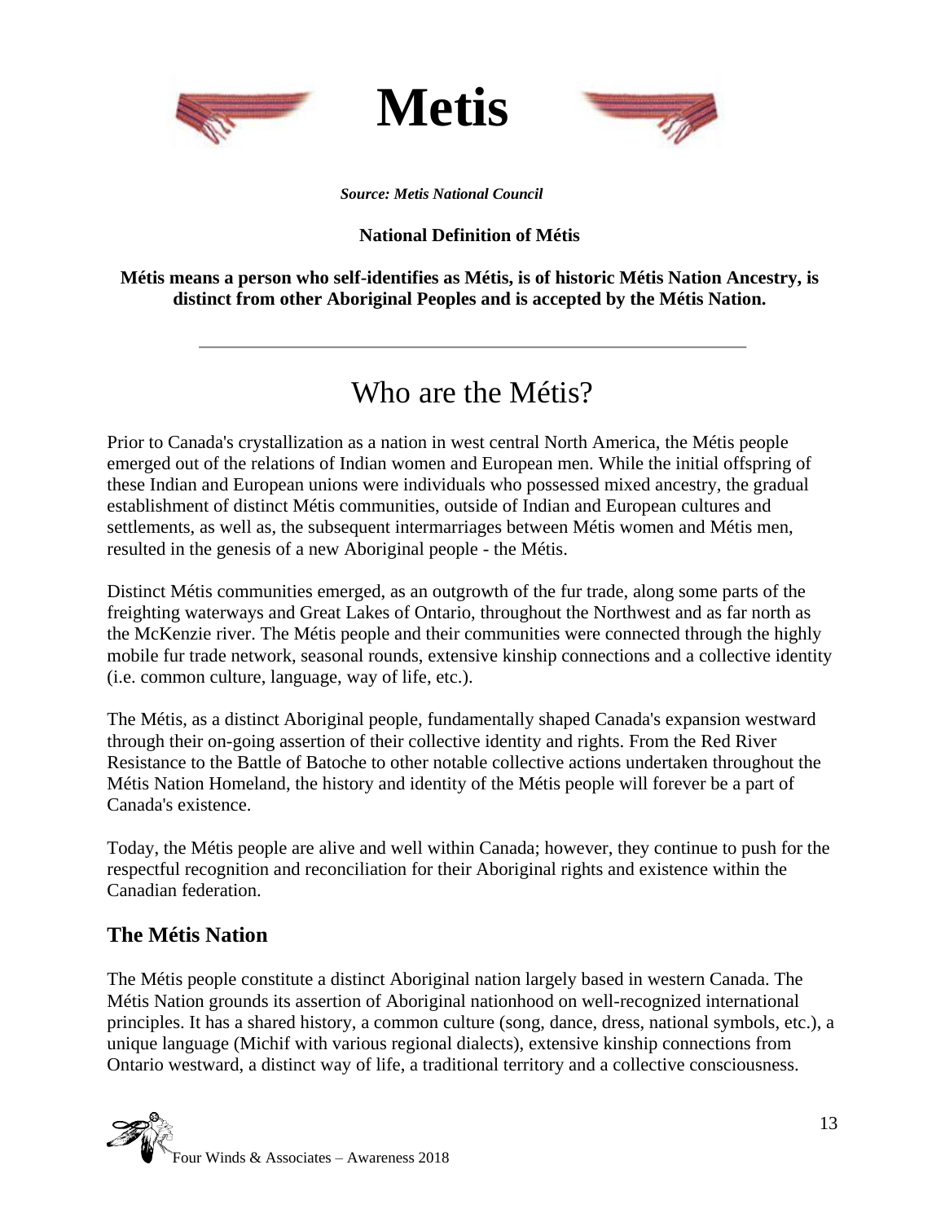# Metis

***Source: Metis National Council***

**National Definition of Métis**

**Métis means a person who self-identifies as Métis, is of historic Métis Nation Ancestry, is distinct from other Aboriginal Peoples and is accepted by the Métis Nation.**

---

## Who are the Métis?

Prior to Canada's crystallization as a nation in west central North America, the Métis people emerged out of the relations of Indian women and European men. While the initial offspring of these Indian and European unions were individuals who possessed mixed ancestry, the gradual establishment of distinct Métis communities, outside of Indian and European cultures and settlements, as well as, the subsequent intermarriages between Métis women and Métis men, resulted in the genesis of a new Aboriginal people - the Métis.

Distinct Métis communities emerged, as an outgrowth of the fur trade, along some parts of the freighting waterways and Great Lakes of Ontario, throughout the Northwest and as far north as the McKenzie river. The Métis people and their communities were connected through the highly mobile fur trade network, seasonal rounds, extensive kinship connections and a collective identity (i.e. common culture, language, way of life, etc.).

The Métis, as a distinct Aboriginal people, fundamentally shaped Canada's expansion westward through their on-going assertion of their collective identity and rights. From the Red River Resistance to the Battle of Batoche to other notable collective actions undertaken throughout the Métis Nation Homeland, the history and identity of the Métis people will forever be a part of Canada's existence.

Today, the Métis people are alive and well within Canada; however, they continue to push for the respectful recognition and reconciliation for their Aboriginal rights and existence within the Canadian federation.

### The Métis Nation

The Métis people constitute a distinct Aboriginal nation largely based in western Canada. The Métis Nation grounds its assertion of Aboriginal nationhood on well-recognized international principles. It has a shared history, a common culture (song, dance, dress, national symbols, etc.), a unique language (Michif with various regional dialects), extensive kinship connections from Ontario westward, a distinct way of life, a traditional territory and a collective consciousness.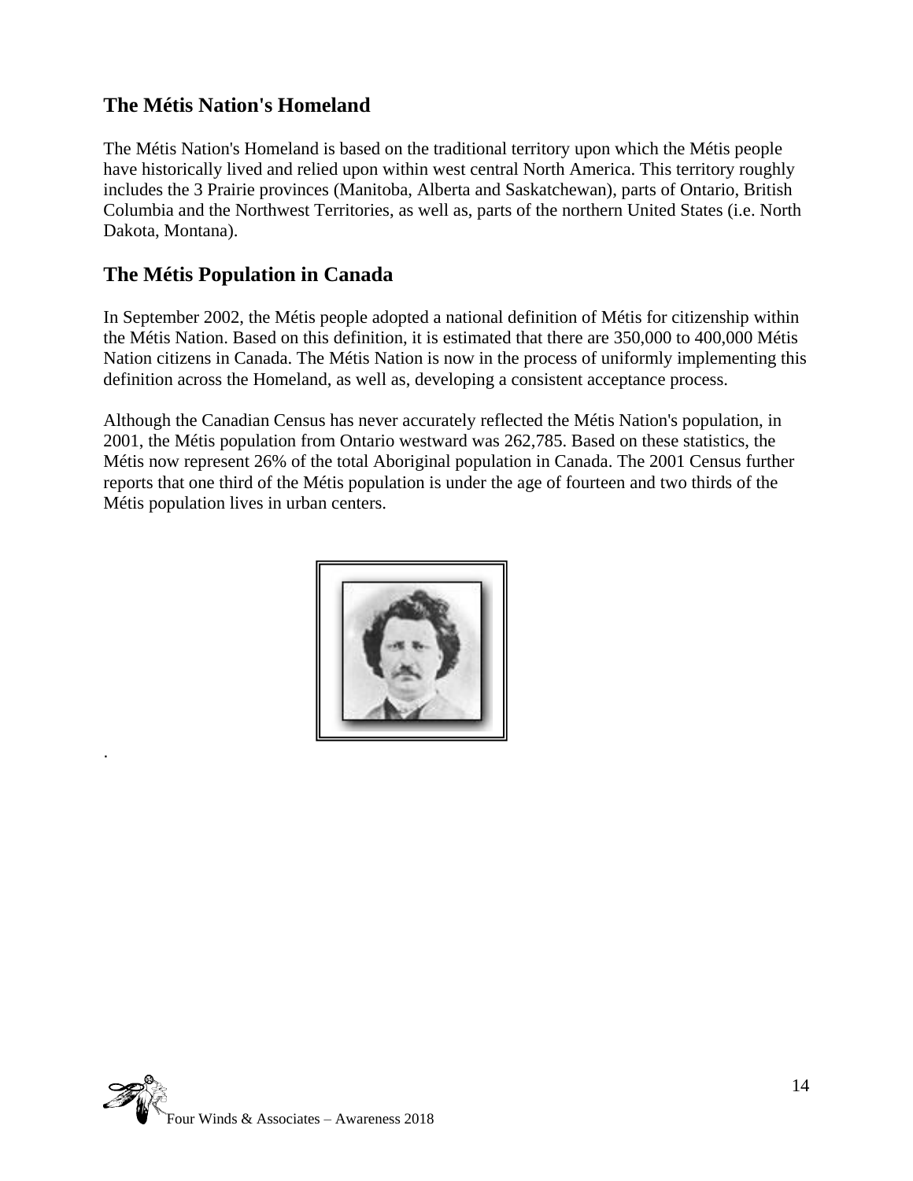## The Métis Nation's Homeland

The Métis Nation's Homeland is based on the traditional territory upon which the Métis people have historically lived and relied upon within west central North America. This territory roughly includes the 3 Prairie provinces (Manitoba, Alberta and Saskatchewan), parts of Ontario, British Columbia and the Northwest Territories, as well as, parts of the northern United States (i.e. North Dakota, Montana).

## The Métis Population in Canada

In September 2002, the Métis people adopted a national definition of Métis for citizenship within the Métis Nation. Based on this definition, it is estimated that there are 350,000 to 400,000 Métis Nation citizens in Canada. The Métis Nation is now in the process of uniformly implementing this definition across the Homeland, as well as, developing a consistent acceptance process.

Although the Canadian Census has never accurately reflected the Métis Nation's population, in 2001, the Métis population from Ontario westward was 262,785. Based on these statistics, the Métis now represent 26% of the total Aboriginal population in Canada. The 2001 Census further reports that one third of the Métis population is under the age of fourteen and two thirds of the Métis population lives in urban centers.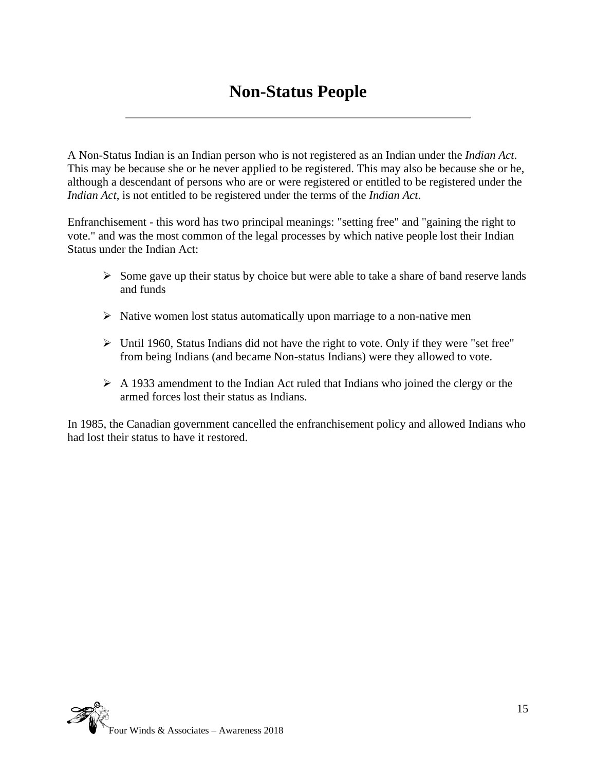# Non-Status People

A Non-Status Indian is an Indian person who is not registered as an Indian under the *Indian Act*. This may be because she or he never applied to be registered. This may also be because she or he, although a descendant of persons who are or were registered or entitled to be registered under the *Indian Act*, is not entitled to be registered under the terms of the *Indian Act*.

Enfranchisement - this word has two principal meanings: "setting free" and "gaining the right to vote." and was the most common of the legal processes by which native people lost their Indian Status under the Indian Act:

- Some gave up their status by choice but were able to take a share of band reserve lands and funds
- Native women lost status automatically upon marriage to a non-native men
- Until 1960, Status Indians did not have the right to vote. Only if they were "set free" from being Indians (and became Non-status Indians) were they allowed to vote.
- A 1933 amendment to the Indian Act ruled that Indians who joined the clergy or the armed forces lost their status as Indians.

In 1985, the Canadian government cancelled the enfranchisement policy and allowed Indians who had lost their status to have it restored.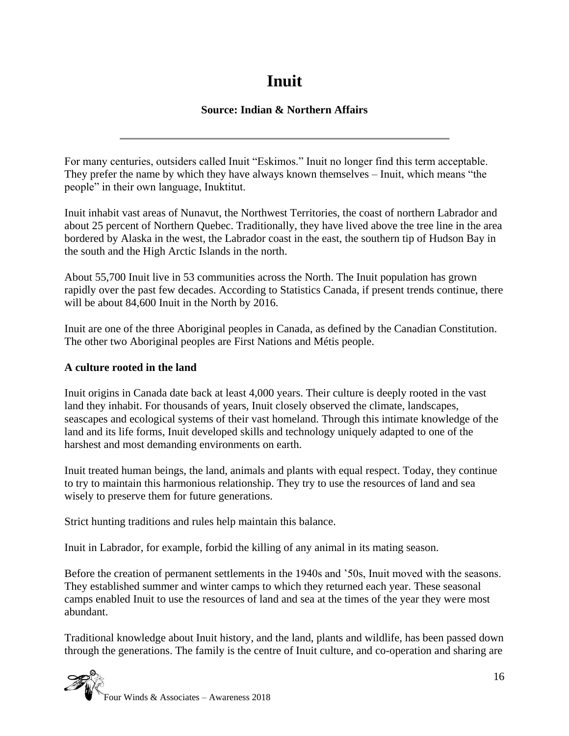# Inuit

**Source: Indian & Northern Affairs**

---

For many centuries, outsiders called Inuit "Eskimos." Inuit no longer find this term acceptable. They prefer the name by which they have always known themselves – Inuit, which means "the people" in their own language, Inuktitut.

Inuit inhabit vast areas of Nunavut, the Northwest Territories, the coast of northern Labrador and about 25 percent of Northern Quebec. Traditionally, they have lived above the tree line in the area bordered by Alaska in the west, the Labrador coast in the east, the southern tip of Hudson Bay in the south and the High Arctic Islands in the north.

About 55,700 Inuit live in 53 communities across the North. The Inuit population has grown rapidly over the past few decades. According to Statistics Canada, if present trends continue, there will be about 84,600 Inuit in the North by 2016.

Inuit are one of the three Aboriginal peoples in Canada, as defined by the Canadian Constitution. The other two Aboriginal peoples are First Nations and Métis people.

**A culture rooted in the land**

Inuit origins in Canada date back at least 4,000 years. Their culture is deeply rooted in the vast land they inhabit. For thousands of years, Inuit closely observed the climate, landscapes, seascapes and ecological systems of their vast homeland. Through this intimate knowledge of the land and its life forms, Inuit developed skills and technology uniquely adapted to one of the harshest and most demanding environments on earth.

Inuit treated human beings, the land, animals and plants with equal respect. Today, they continue to try to maintain this harmonious relationship. They try to use the resources of land and sea wisely to preserve them for future generations.

Strict hunting traditions and rules help maintain this balance.

Inuit in Labrador, for example, forbid the killing of any animal in its mating season.

Before the creation of permanent settlements in the 1940s and '50s, Inuit moved with the seasons. They established summer and winter camps to which they returned each year. These seasonal camps enabled Inuit to use the resources of land and sea at the times of the year they were most abundant.

Traditional knowledge about Inuit history, and the land, plants and wildlife, has been passed down through the generations. The family is the centre of Inuit culture, and co-operation and sharing are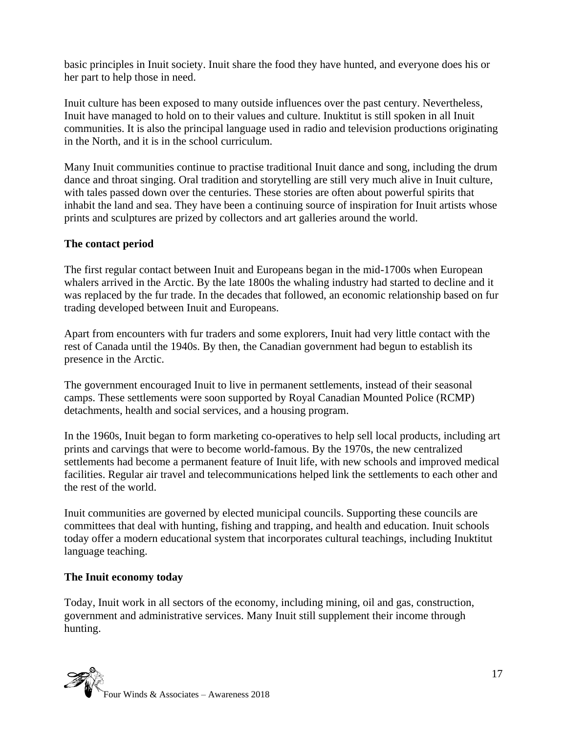basic principles in Inuit society. Inuit share the food they have hunted, and everyone does his or her part to help those in need.

Inuit culture has been exposed to many outside influences over the past century. Nevertheless, Inuit have managed to hold on to their values and culture. Inuktitut is still spoken in all Inuit communities. It is also the principal language used in radio and television productions originating in the North, and it is in the school curriculum.

Many Inuit communities continue to practise traditional Inuit dance and song, including the drum dance and throat singing. Oral tradition and storytelling are still very much alive in Inuit culture, with tales passed down over the centuries. These stories are often about powerful spirits that inhabit the land and sea. They have been a continuing source of inspiration for Inuit artists whose prints and sculptures are prized by collectors and art galleries around the world.

**The contact period**

The first regular contact between Inuit and Europeans began in the mid-1700s when European whalers arrived in the Arctic. By the late 1800s the whaling industry had started to decline and it was replaced by the fur trade. In the decades that followed, an economic relationship based on fur trading developed between Inuit and Europeans.

Apart from encounters with fur traders and some explorers, Inuit had very little contact with the rest of Canada until the 1940s. By then, the Canadian government had begun to establish its presence in the Arctic.

The government encouraged Inuit to live in permanent settlements, instead of their seasonal camps. These settlements were soon supported by Royal Canadian Mounted Police (RCMP) detachments, health and social services, and a housing program.

In the 1960s, Inuit began to form marketing co-operatives to help sell local products, including art prints and carvings that were to become world-famous. By the 1970s, the new centralized settlements had become a permanent feature of Inuit life, with new schools and improved medical facilities. Regular air travel and telecommunications helped link the settlements to each other and the rest of the world.

Inuit communities are governed by elected municipal councils. Supporting these councils are committees that deal with hunting, fishing and trapping, and health and education. Inuit schools today offer a modern educational system that incorporates cultural teachings, including Inuktitut language teaching.

**The Inuit economy today**

Today, Inuit work in all sectors of the economy, including mining, oil and gas, construction, government and administrative services. Many Inuit still supplement their income through hunting.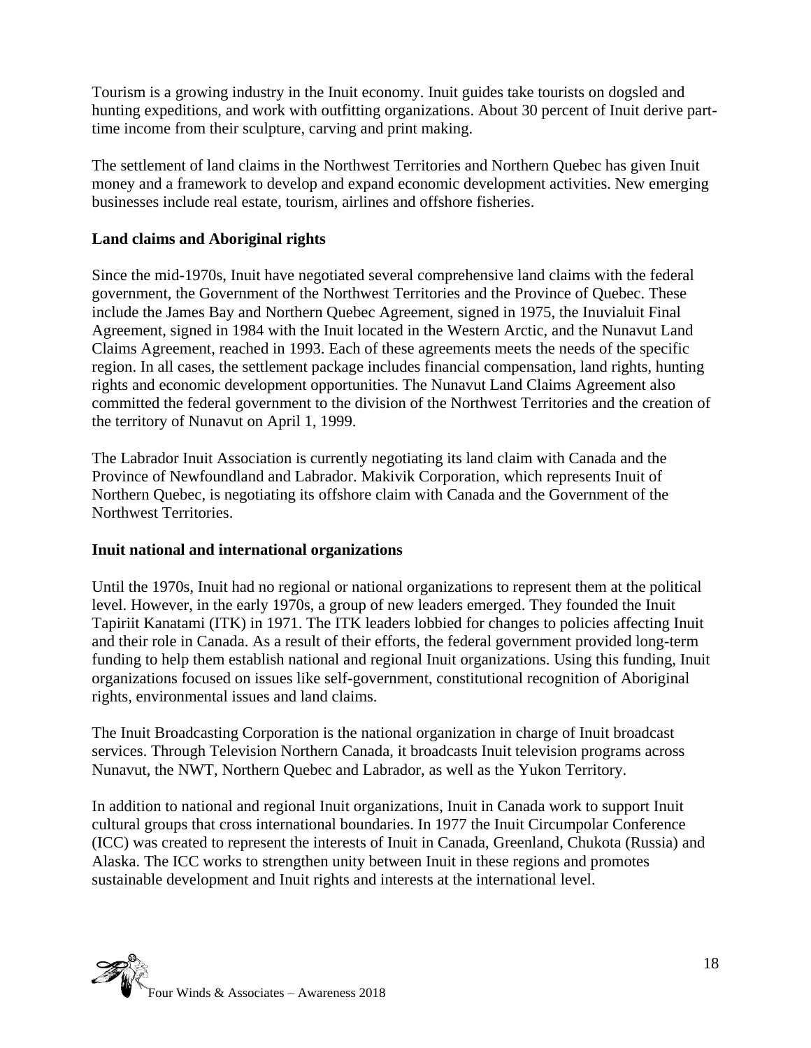Tourism is a growing industry in the Inuit economy. Inuit guides take tourists on dogsled and hunting expeditions, and work with outfitting organizations. About 30 percent of Inuit derive part-time income from their sculpture, carving and print making.

The settlement of land claims in the Northwest Territories and Northern Quebec has given Inuit money and a framework to develop and expand economic development activities. New emerging businesses include real estate, tourism, airlines and offshore fisheries.

**Land claims and Aboriginal rights**

Since the mid-1970s, Inuit have negotiated several comprehensive land claims with the federal government, the Government of the Northwest Territories and the Province of Quebec. These include the James Bay and Northern Quebec Agreement, signed in 1975, the Inuvialuit Final Agreement, signed in 1984 with the Inuit located in the Western Arctic, and the Nunavut Land Claims Agreement, reached in 1993. Each of these agreements meets the needs of the specific region. In all cases, the settlement package includes financial compensation, land rights, hunting rights and economic development opportunities. The Nunavut Land Claims Agreement also committed the federal government to the division of the Northwest Territories and the creation of the territory of Nunavut on April 1, 1999.

The Labrador Inuit Association is currently negotiating its land claim with Canada and the Province of Newfoundland and Labrador. Makivik Corporation, which represents Inuit of Northern Quebec, is negotiating its offshore claim with Canada and the Government of the Northwest Territories.

**Inuit national and international organizations**

Until the 1970s, Inuit had no regional or national organizations to represent them at the political level. However, in the early 1970s, a group of new leaders emerged. They founded the Inuit Tapiriit Kanatami (ITK) in 1971. The ITK leaders lobbied for changes to policies affecting Inuit and their role in Canada. As a result of their efforts, the federal government provided long-term funding to help them establish national and regional Inuit organizations. Using this funding, Inuit organizations focused on issues like self-government, constitutional recognition of Aboriginal rights, environmental issues and land claims.

The Inuit Broadcasting Corporation is the national organization in charge of Inuit broadcast services. Through Television Northern Canada, it broadcasts Inuit television programs across Nunavut, the NWT, Northern Quebec and Labrador, as well as the Yukon Territory.

In addition to national and regional Inuit organizations, Inuit in Canada work to support Inuit cultural groups that cross international boundaries. In 1977 the Inuit Circumpolar Conference (ICC) was created to represent the interests of Inuit in Canada, Greenland, Chukota (Russia) and Alaska. The ICC works to strengthen unity between Inuit in these regions and promotes sustainable development and Inuit rights and interests at the international level.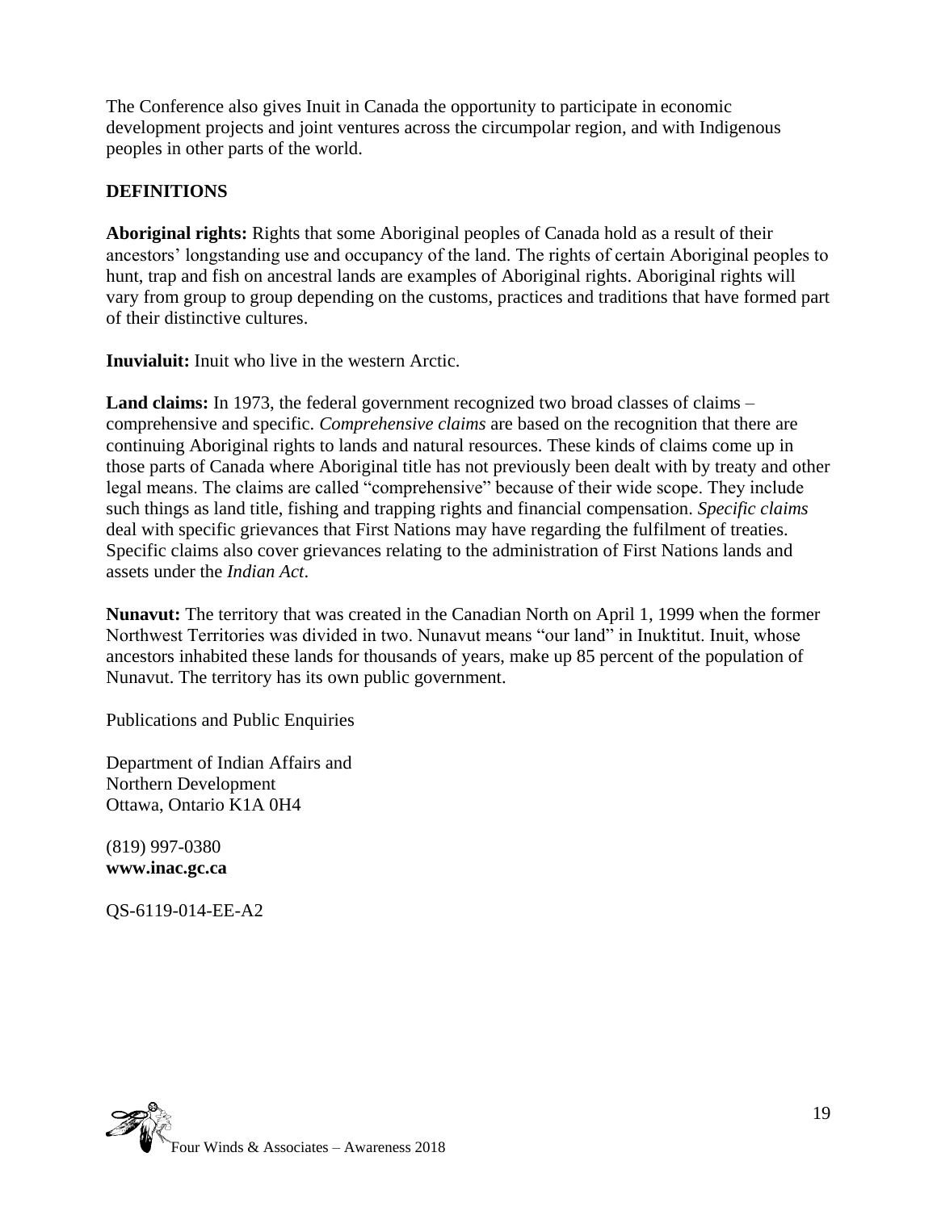The Conference also gives Inuit in Canada the opportunity to participate in economic development projects and joint ventures across the circumpolar region, and with Indigenous peoples in other parts of the world.

## DEFINITIONS

**Aboriginal rights:** Rights that some Aboriginal peoples of Canada hold as a result of their ancestors' longstanding use and occupancy of the land. The rights of certain Aboriginal peoples to hunt, trap and fish on ancestral lands are examples of Aboriginal rights. Aboriginal rights will vary from group to group depending on the customs, practices and traditions that have formed part of their distinctive cultures.

**Inuvialuit:** Inuit who live in the western Arctic.

**Land claims:** In 1973, the federal government recognized two broad classes of claims – comprehensive and specific. *Comprehensive claims* are based on the recognition that there are continuing Aboriginal rights to lands and natural resources. These kinds of claims come up in those parts of Canada where Aboriginal title has not previously been dealt with by treaty and other legal means. The claims are called "comprehensive" because of their wide scope. They include such things as land title, fishing and trapping rights and financial compensation. *Specific claims* deal with specific grievances that First Nations may have regarding the fulfilment of treaties. Specific claims also cover grievances relating to the administration of First Nations lands and assets under the *Indian Act*.

**Nunavut:** The territory that was created in the Canadian North on April 1, 1999 when the former Northwest Territories was divided in two. Nunavut means "our land" in Inuktitut. Inuit, whose ancestors inhabited these lands for thousands of years, make up 85 percent of the population of Nunavut. The territory has its own public government.

Publications and Public Enquiries

Department of Indian Affairs and
Northern Development
Ottawa, Ontario K1A 0H4

(819) 997-0380
**www.inac.gc.ca**

QS-6119-014-EE-A2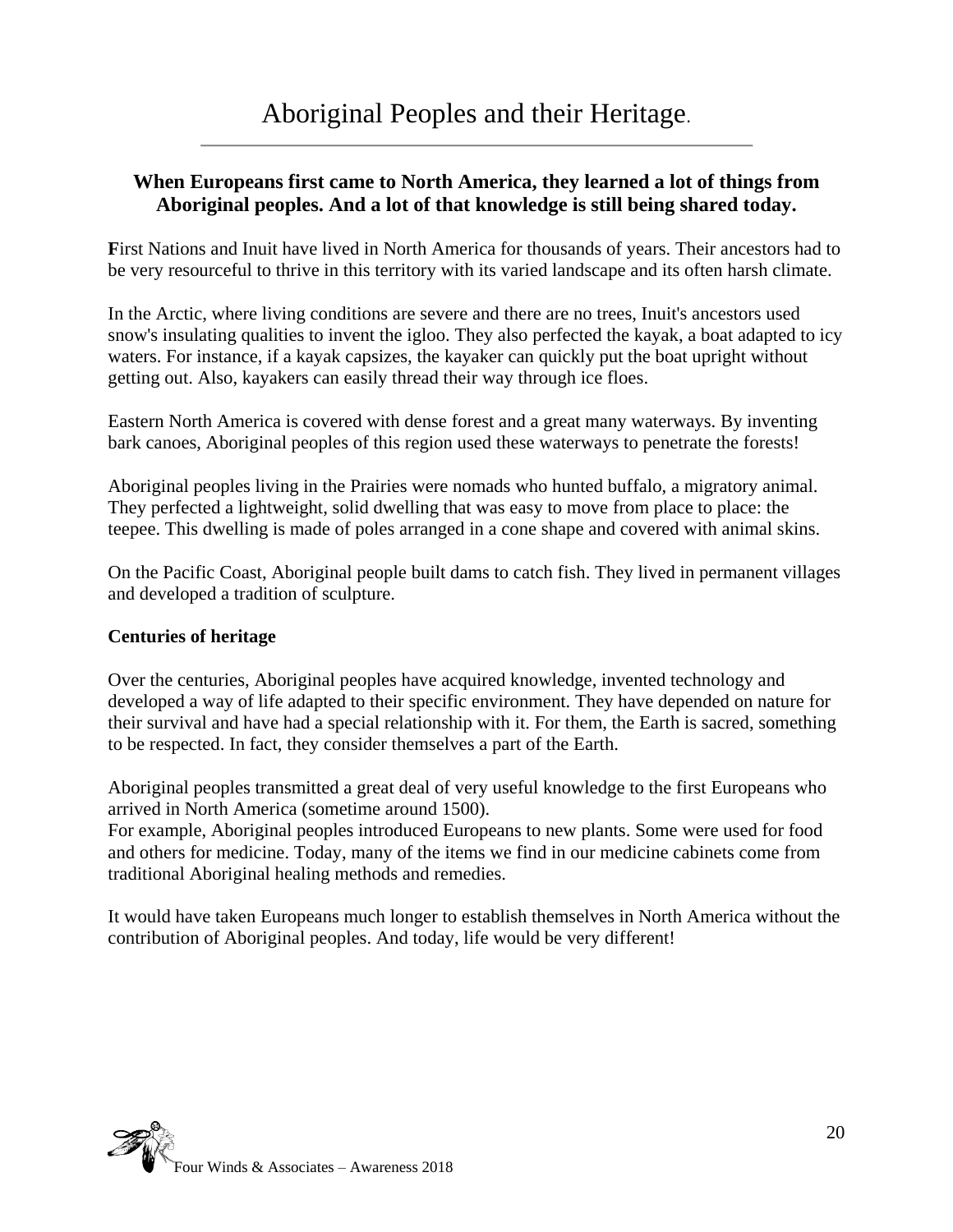# Aboriginal Peoples and their Heritage.

**When Europeans first came to North America, they learned a lot of things from Aboriginal peoples. And a lot of that knowledge is still being shared today.**

**F**irst Nations and Inuit have lived in North America for thousands of years. Their ancestors had to be very resourceful to thrive in this territory with its varied landscape and its often harsh climate.

In the Arctic, where living conditions are severe and there are no trees, Inuit's ancestors used snow's insulating qualities to invent the igloo. They also perfected the kayak, a boat adapted to icy waters. For instance, if a kayak capsizes, the kayaker can quickly put the boat upright without getting out. Also, kayakers can easily thread their way through ice floes.

Eastern North America is covered with dense forest and a great many waterways. By inventing bark canoes, Aboriginal peoples of this region used these waterways to penetrate the forests!

Aboriginal peoples living in the Prairies were nomads who hunted buffalo, a migratory animal. They perfected a lightweight, solid dwelling that was easy to move from place to place: the teepee. This dwelling is made of poles arranged in a cone shape and covered with animal skins.

On the Pacific Coast, Aboriginal people built dams to catch fish. They lived in permanent villages and developed a tradition of sculpture.

**Centuries of heritage**

Over the centuries, Aboriginal peoples have acquired knowledge, invented technology and developed a way of life adapted to their specific environment. They have depended on nature for their survival and have had a special relationship with it. For them, the Earth is sacred, something to be respected. In fact, they consider themselves a part of the Earth.

Aboriginal peoples transmitted a great deal of very useful knowledge to the first Europeans who arrived in North America (sometime around 1500).
For example, Aboriginal peoples introduced Europeans to new plants. Some were used for food and others for medicine. Today, many of the items we find in our medicine cabinets come from traditional Aboriginal healing methods and remedies.

It would have taken Europeans much longer to establish themselves in North America without the contribution of Aboriginal peoples. And today, life would be very different!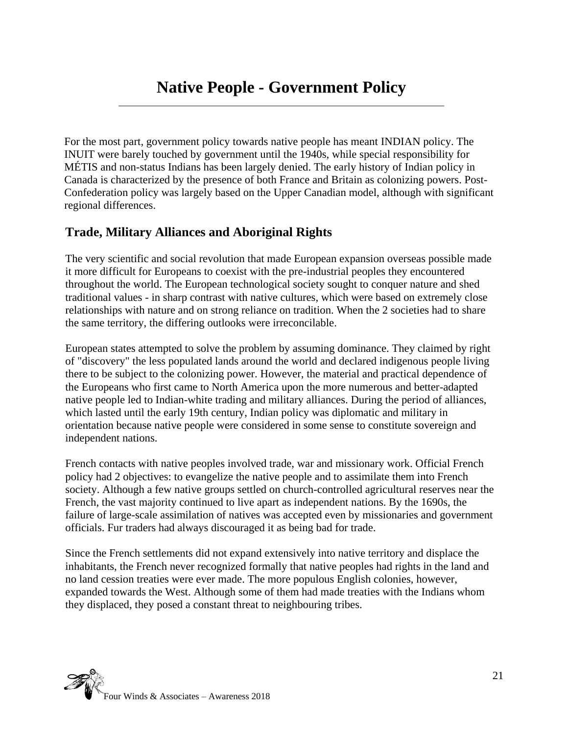# Native People - Government Policy

For the most part, government policy towards native people has meant INDIAN policy. The INUIT were barely touched by government until the 1940s, while special responsibility for MÉTIS and non-status Indians has been largely denied. The early history of Indian policy in Canada is characterized by the presence of both France and Britain as colonizing powers. Post-Confederation policy was largely based on the Upper Canadian model, although with significant regional differences.

## Trade, Military Alliances and Aboriginal Rights

The very scientific and social revolution that made European expansion overseas possible made it more difficult for Europeans to coexist with the pre-industrial peoples they encountered throughout the world. The European technological society sought to conquer nature and shed traditional values - in sharp contrast with native cultures, which were based on extremely close relationships with nature and on strong reliance on tradition. When the 2 societies had to share the same territory, the differing outlooks were irreconcilable.

European states attempted to solve the problem by assuming dominance. They claimed by right of "discovery" the less populated lands around the world and declared indigenous people living there to be subject to the colonizing power. However, the material and practical dependence of the Europeans who first came to North America upon the more numerous and better-adapted native people led to Indian-white trading and military alliances. During the period of alliances, which lasted until the early 19th century, Indian policy was diplomatic and military in orientation because native people were considered in some sense to constitute sovereign and independent nations.

French contacts with native peoples involved trade, war and missionary work. Official French policy had 2 objectives: to evangelize the native people and to assimilate them into French society. Although a few native groups settled on church-controlled agricultural reserves near the French, the vast majority continued to live apart as independent nations. By the 1690s, the failure of large-scale assimilation of natives was accepted even by missionaries and government officials. Fur traders had always discouraged it as being bad for trade.

Since the French settlements did not expand extensively into native territory and displace the inhabitants, the French never recognized formally that native peoples had rights in the land and no land cession treaties were ever made. The more populous English colonies, however, expanded towards the West. Although some of them had made treaties with the Indians whom they displaced, they posed a constant threat to neighbouring tribes.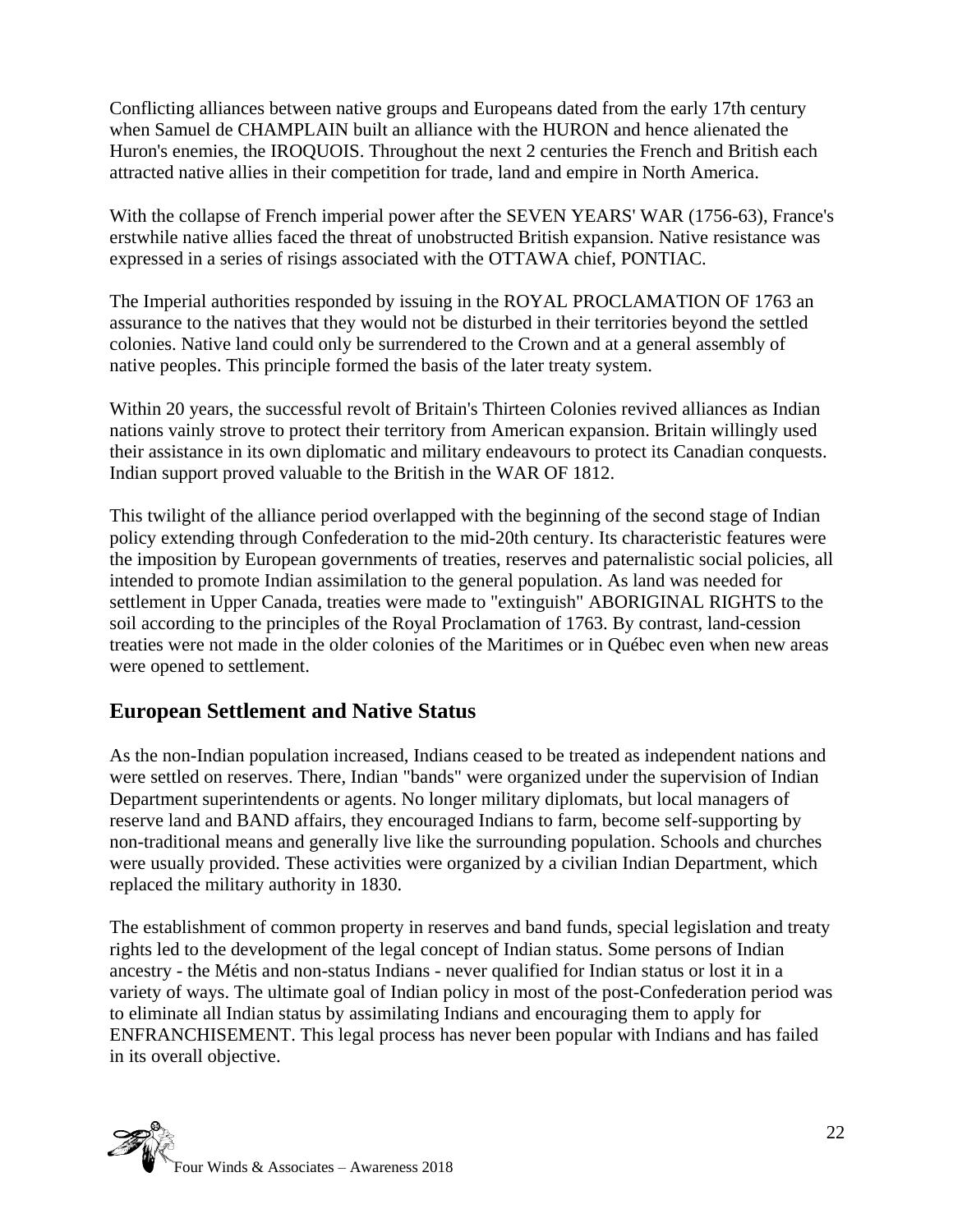Conflicting alliances between native groups and Europeans dated from the early 17th century when Samuel de CHAMPLAIN built an alliance with the HURON and hence alienated the Huron's enemies, the IROQUOIS. Throughout the next 2 centuries the French and British each attracted native allies in their competition for trade, land and empire in North America.

With the collapse of French imperial power after the SEVEN YEARS' WAR (1756-63), France's erstwhile native allies faced the threat of unobstructed British expansion. Native resistance was expressed in a series of risings associated with the OTTAWA chief, PONTIAC.

The Imperial authorities responded by issuing in the ROYAL PROCLAMATION OF 1763 an assurance to the natives that they would not be disturbed in their territories beyond the settled colonies. Native land could only be surrendered to the Crown and at a general assembly of native peoples. This principle formed the basis of the later treaty system.

Within 20 years, the successful revolt of Britain's Thirteen Colonies revived alliances as Indian nations vainly strove to protect their territory from American expansion. Britain willingly used their assistance in its own diplomatic and military endeavours to protect its Canadian conquests. Indian support proved valuable to the British in the WAR OF 1812.

This twilight of the alliance period overlapped with the beginning of the second stage of Indian policy extending through Confederation to the mid-20th century. Its characteristic features were the imposition by European governments of treaties, reserves and paternalistic social policies, all intended to promote Indian assimilation to the general population. As land was needed for settlement in Upper Canada, treaties were made to "extinguish" ABORIGINAL RIGHTS to the soil according to the principles of the Royal Proclamation of 1763. By contrast, land-cession treaties were not made in the older colonies of the Maritimes or in Québec even when new areas were opened to settlement.

## European Settlement and Native Status

As the non-Indian population increased, Indians ceased to be treated as independent nations and were settled on reserves. There, Indian "bands" were organized under the supervision of Indian Department superintendents or agents. No longer military diplomats, but local managers of reserve land and BAND affairs, they encouraged Indians to farm, become self-supporting by non-traditional means and generally live like the surrounding population. Schools and churches were usually provided. These activities were organized by a civilian Indian Department, which replaced the military authority in 1830.

The establishment of common property in reserves and band funds, special legislation and treaty rights led to the development of the legal concept of Indian status. Some persons of Indian ancestry - the Métis and non-status Indians - never qualified for Indian status or lost it in a variety of ways. The ultimate goal of Indian policy in most of the post-Confederation period was to eliminate all Indian status by assimilating Indians and encouraging them to apply for ENFRANCHISEMENT. This legal process has never been popular with Indians and has failed in its overall objective.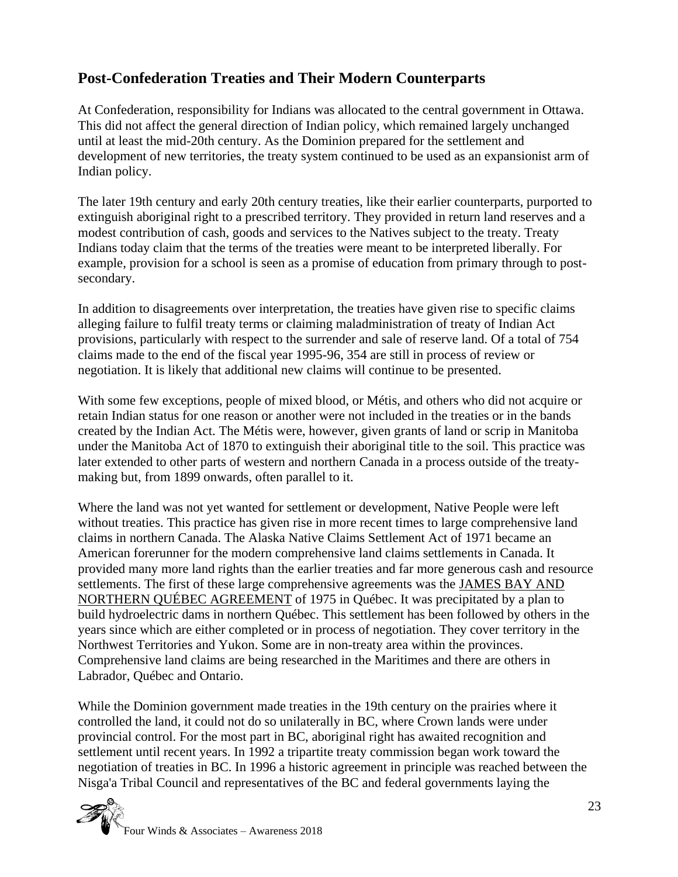## Post-Confederation Treaties and Their Modern Counterparts

At Confederation, responsibility for Indians was allocated to the central government in Ottawa. This did not affect the general direction of Indian policy, which remained largely unchanged until at least the mid-20th century. As the Dominion prepared for the settlement and development of new territories, the treaty system continued to be used as an expansionist arm of Indian policy.

The later 19th century and early 20th century treaties, like their earlier counterparts, purported to extinguish aboriginal right to a prescribed territory. They provided in return land reserves and a modest contribution of cash, goods and services to the Natives subject to the treaty. Treaty Indians today claim that the terms of the treaties were meant to be interpreted liberally. For example, provision for a school is seen as a promise of education from primary through to post-secondary.

In addition to disagreements over interpretation, the treaties have given rise to specific claims alleging failure to fulfil treaty terms or claiming maladministration of treaty of Indian Act provisions, particularly with respect to the surrender and sale of reserve land. Of a total of 754 claims made to the end of the fiscal year 1995-96, 354 are still in process of review or negotiation. It is likely that additional new claims will continue to be presented.

With some few exceptions, people of mixed blood, or Métis, and others who did not acquire or retain Indian status for one reason or another were not included in the treaties or in the bands created by the Indian Act. The Métis were, however, given grants of land or scrip in Manitoba under the Manitoba Act of 1870 to extinguish their aboriginal title to the soil. This practice was later extended to other parts of western and northern Canada in a process outside of the treaty-making but, from 1899 onwards, often parallel to it.

Where the land was not yet wanted for settlement or development, Native People were left without treaties. This practice has given rise in more recent times to large comprehensive land claims in northern Canada. The Alaska Native Claims Settlement Act of 1971 became an American forerunner for the modern comprehensive land claims settlements in Canada. It provided many more land rights than the earlier treaties and far more generous cash and resource settlements. The first of these large comprehensive agreements was the JAMES BAY AND NORTHERN QUÉBEC AGREEMENT of 1975 in Québec. It was precipitated by a plan to build hydroelectric dams in northern Québec. This settlement has been followed by others in the years since which are either completed or in process of negotiation. They cover territory in the Northwest Territories and Yukon. Some are in non-treaty area within the provinces. Comprehensive land claims are being researched in the Maritimes and there are others in Labrador, Québec and Ontario.

While the Dominion government made treaties in the 19th century on the prairies where it controlled the land, it could not do so unilaterally in BC, where Crown lands were under provincial control. For the most part in BC, aboriginal right has awaited recognition and settlement until recent years. In 1992 a tripartite treaty commission began work toward the negotiation of treaties in BC. In 1996 a historic agreement in principle was reached between the Nisga'a Tribal Council and representatives of the BC and federal governments laying the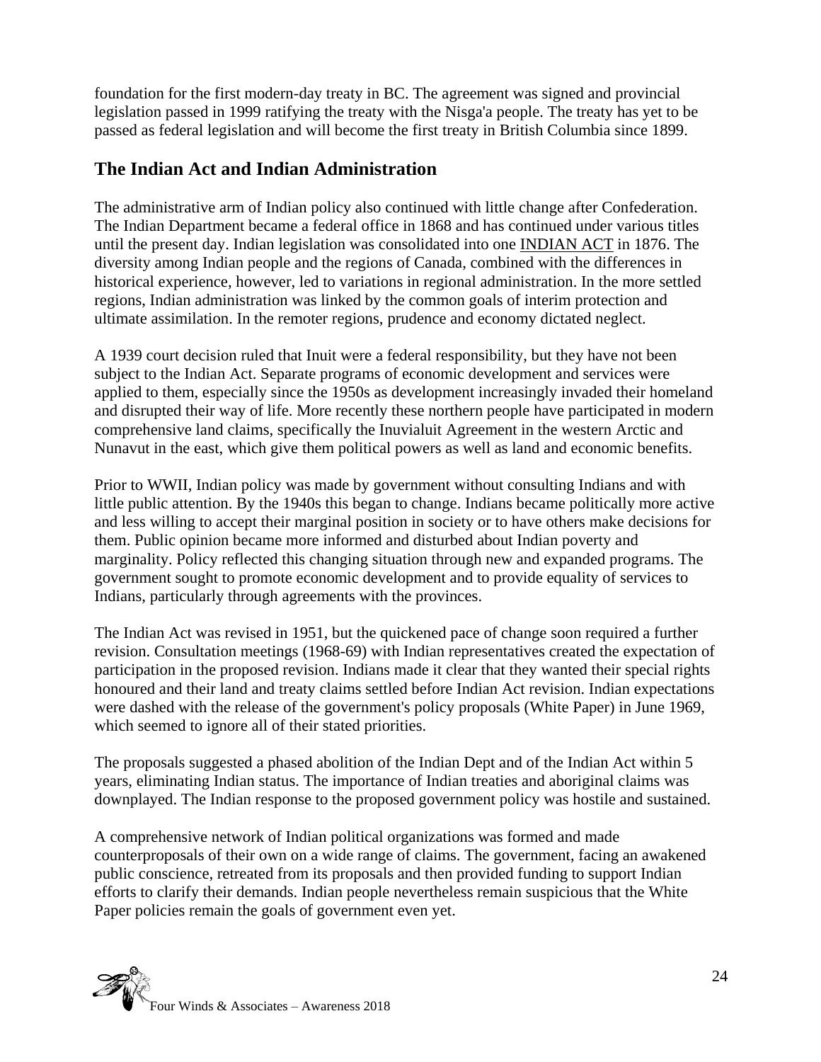foundation for the first modern-day treaty in BC. The agreement was signed and provincial legislation passed in 1999 ratifying the treaty with the Nisga'a people. The treaty has yet to be passed as federal legislation and will become the first treaty in British Columbia since 1899.

## The Indian Act and Indian Administration

The administrative arm of Indian policy also continued with little change after Confederation. The Indian Department became a federal office in 1868 and has continued under various titles until the present day. Indian legislation was consolidated into one INDIAN ACT in 1876. The diversity among Indian people and the regions of Canada, combined with the differences in historical experience, however, led to variations in regional administration. In the more settled regions, Indian administration was linked by the common goals of interim protection and ultimate assimilation. In the remoter regions, prudence and economy dictated neglect.

A 1939 court decision ruled that Inuit were a federal responsibility, but they have not been subject to the Indian Act. Separate programs of economic development and services were applied to them, especially since the 1950s as development increasingly invaded their homeland and disrupted their way of life. More recently these northern people have participated in modern comprehensive land claims, specifically the Inuvialuit Agreement in the western Arctic and Nunavut in the east, which give them political powers as well as land and economic benefits.

Prior to WWII, Indian policy was made by government without consulting Indians and with little public attention. By the 1940s this began to change. Indians became politically more active and less willing to accept their marginal position in society or to have others make decisions for them. Public opinion became more informed and disturbed about Indian poverty and marginality. Policy reflected this changing situation through new and expanded programs. The government sought to promote economic development and to provide equality of services to Indians, particularly through agreements with the provinces.

The Indian Act was revised in 1951, but the quickened pace of change soon required a further revision. Consultation meetings (1968-69) with Indian representatives created the expectation of participation in the proposed revision. Indians made it clear that they wanted their special rights honoured and their land and treaty claims settled before Indian Act revision. Indian expectations were dashed with the release of the government's policy proposals (White Paper) in June 1969, which seemed to ignore all of their stated priorities.

The proposals suggested a phased abolition of the Indian Dept and of the Indian Act within 5 years, eliminating Indian status. The importance of Indian treaties and aboriginal claims was downplayed. The Indian response to the proposed government policy was hostile and sustained.

A comprehensive network of Indian political organizations was formed and made counterproposals of their own on a wide range of claims. The government, facing an awakened public conscience, retreated from its proposals and then provided funding to support Indian efforts to clarify their demands. Indian people nevertheless remain suspicious that the White Paper policies remain the goals of government even yet.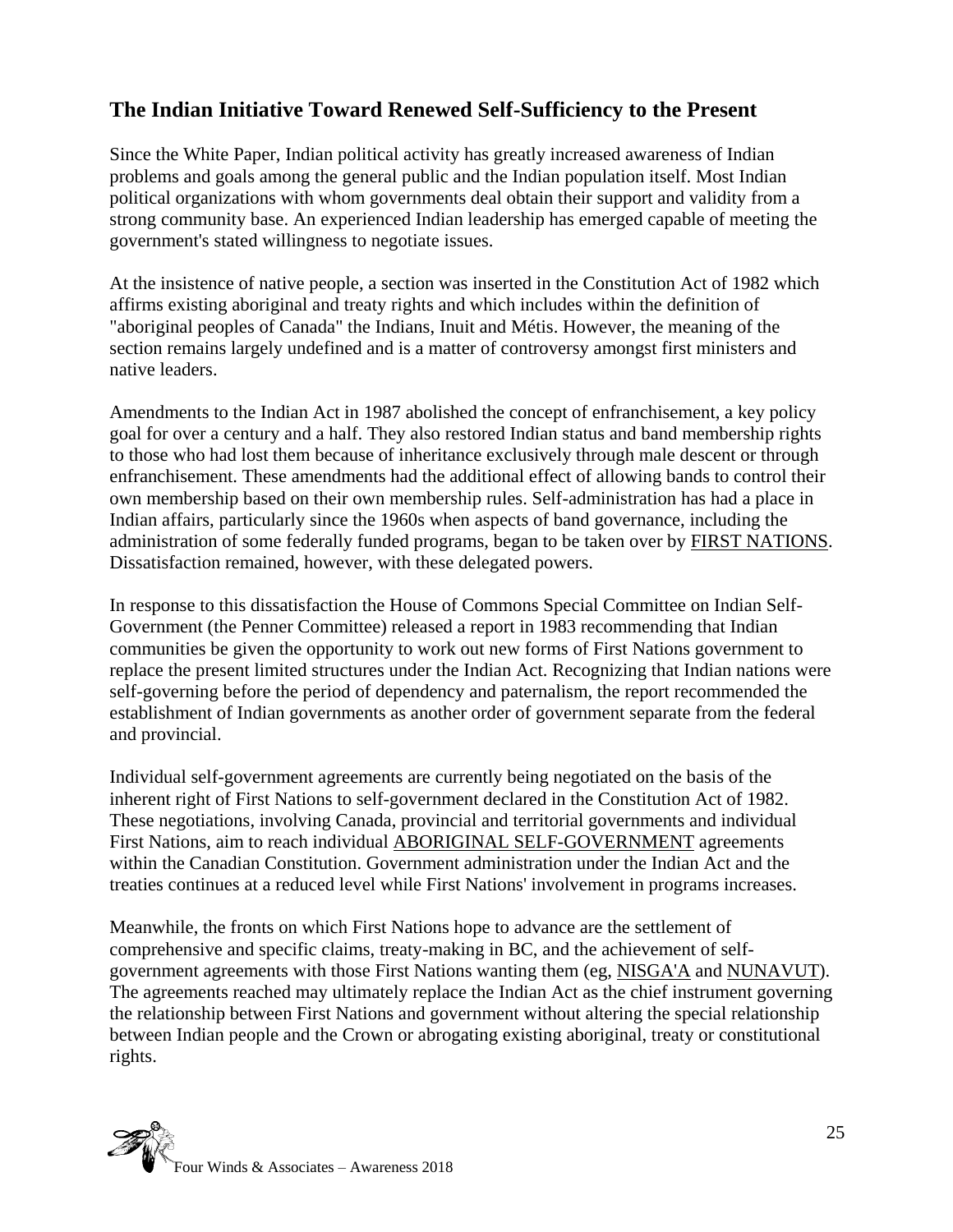## The Indian Initiative Toward Renewed Self-Sufficiency to the Present

Since the White Paper, Indian political activity has greatly increased awareness of Indian problems and goals among the general public and the Indian population itself. Most Indian political organizations with whom governments deal obtain their support and validity from a strong community base. An experienced Indian leadership has emerged capable of meeting the government's stated willingness to negotiate issues.

At the insistence of native people, a section was inserted in the Constitution Act of 1982 which affirms existing aboriginal and treaty rights and which includes within the definition of "aboriginal peoples of Canada" the Indians, Inuit and Métis. However, the meaning of the section remains largely undefined and is a matter of controversy amongst first ministers and native leaders.

Amendments to the Indian Act in 1987 abolished the concept of enfranchisement, a key policy goal for over a century and a half. They also restored Indian status and band membership rights to those who had lost them because of inheritance exclusively through male descent or through enfranchisement. These amendments had the additional effect of allowing bands to control their own membership based on their own membership rules. Self-administration has had a place in Indian affairs, particularly since the 1960s when aspects of band governance, including the administration of some federally funded programs, began to be taken over by FIRST NATIONS. Dissatisfaction remained, however, with these delegated powers.

In response to this dissatisfaction the House of Commons Special Committee on Indian Self-Government (the Penner Committee) released a report in 1983 recommending that Indian communities be given the opportunity to work out new forms of First Nations government to replace the present limited structures under the Indian Act. Recognizing that Indian nations were self-governing before the period of dependency and paternalism, the report recommended the establishment of Indian governments as another order of government separate from the federal and provincial.

Individual self-government agreements are currently being negotiated on the basis of the inherent right of First Nations to self-government declared in the Constitution Act of 1982. These negotiations, involving Canada, provincial and territorial governments and individual First Nations, aim to reach individual ABORIGINAL SELF-GOVERNMENT agreements within the Canadian Constitution. Government administration under the Indian Act and the treaties continues at a reduced level while First Nations' involvement in programs increases.

Meanwhile, the fronts on which First Nations hope to advance are the settlement of comprehensive and specific claims, treaty-making in BC, and the achievement of self-government agreements with those First Nations wanting them (eg, NISGA'A and NUNAVUT). The agreements reached may ultimately replace the Indian Act as the chief instrument governing the relationship between First Nations and government without altering the special relationship between Indian people and the Crown or abrogating existing aboriginal, treaty or constitutional rights.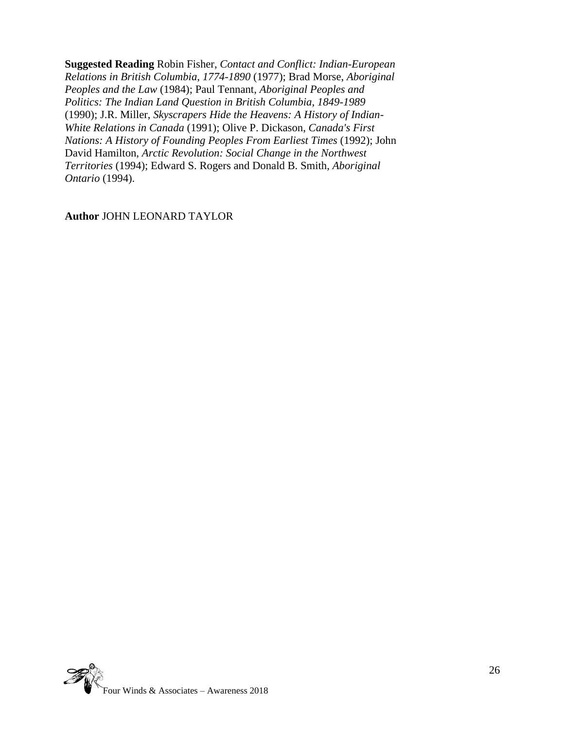**Suggested Reading** Robin Fisher, *Contact and Conflict: Indian-European Relations in British Columbia, 1774-1890* (1977); Brad Morse, *Aboriginal Peoples and the Law* (1984); Paul Tennant, *Aboriginal Peoples and Politics: The Indian Land Question in British Columbia, 1849-1989* (1990); J.R. Miller, *Skyscrapers Hide the Heavens: A History of Indian-White Relations in Canada* (1991); Olive P. Dickason, *Canada's First Nations: A History of Founding Peoples From Earliest Times* (1992); John David Hamilton, *Arctic Revolution: Social Change in the Northwest Territories* (1994); Edward S. Rogers and Donald B. Smith, *Aboriginal Ontario* (1994).

**Author** JOHN LEONARD TAYLOR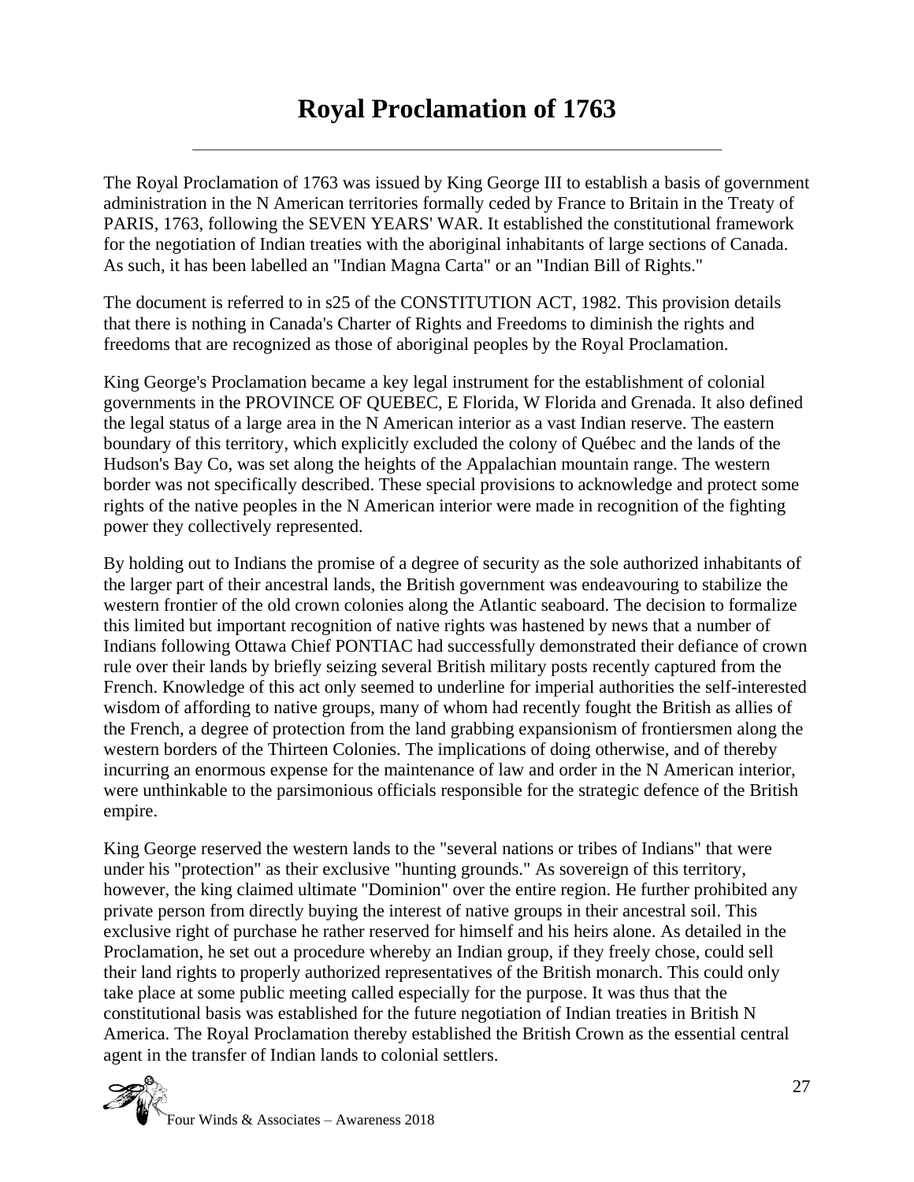# Royal Proclamation of 1763

The Royal Proclamation of 1763 was issued by King George III to establish a basis of government administration in the N American territories formally ceded by France to Britain in the Treaty of PARIS, 1763, following the SEVEN YEARS' WAR. It established the constitutional framework for the negotiation of Indian treaties with the aboriginal inhabitants of large sections of Canada. As such, it has been labelled an "Indian Magna Carta" or an "Indian Bill of Rights."

The document is referred to in s25 of the CONSTITUTION ACT, 1982. This provision details that there is nothing in Canada's Charter of Rights and Freedoms to diminish the rights and freedoms that are recognized as those of aboriginal peoples by the Royal Proclamation.

King George's Proclamation became a key legal instrument for the establishment of colonial governments in the PROVINCE OF QUEBEC, E Florida, W Florida and Grenada. It also defined the legal status of a large area in the N American interior as a vast Indian reserve. The eastern boundary of this territory, which explicitly excluded the colony of Québec and the lands of the Hudson's Bay Co, was set along the heights of the Appalachian mountain range. The western border was not specifically described. These special provisions to acknowledge and protect some rights of the native peoples in the N American interior were made in recognition of the fighting power they collectively represented.

By holding out to Indians the promise of a degree of security as the sole authorized inhabitants of the larger part of their ancestral lands, the British government was endeavouring to stabilize the western frontier of the old crown colonies along the Atlantic seaboard. The decision to formalize this limited but important recognition of native rights was hastened by news that a number of Indians following Ottawa Chief PONTIAC had successfully demonstrated their defiance of crown rule over their lands by briefly seizing several British military posts recently captured from the French. Knowledge of this act only seemed to underline for imperial authorities the self-interested wisdom of affording to native groups, many of whom had recently fought the British as allies of the French, a degree of protection from the land grabbing expansionism of frontiersmen along the western borders of the Thirteen Colonies. The implications of doing otherwise, and of thereby incurring an enormous expense for the maintenance of law and order in the N American interior, were unthinkable to the parsimonious officials responsible for the strategic defence of the British empire.

King George reserved the western lands to the "several nations or tribes of Indians" that were under his "protection" as their exclusive "hunting grounds." As sovereign of this territory, however, the king claimed ultimate "Dominion" over the entire region. He further prohibited any private person from directly buying the interest of native groups in their ancestral soil. This exclusive right of purchase he rather reserved for himself and his heirs alone. As detailed in the Proclamation, he set out a procedure whereby an Indian group, if they freely chose, could sell their land rights to properly authorized representatives of the British monarch. This could only take place at some public meeting called especially for the purpose. It was thus that the constitutional basis was established for the future negotiation of Indian treaties in British N America. The Royal Proclamation thereby established the British Crown as the essential central agent in the transfer of Indian lands to colonial settlers.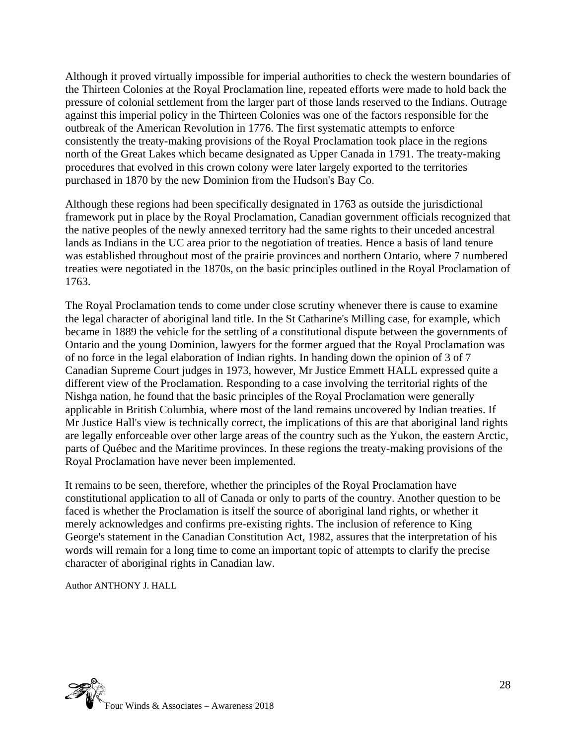Although it proved virtually impossible for imperial authorities to check the western boundaries of the Thirteen Colonies at the Royal Proclamation line, repeated efforts were made to hold back the pressure of colonial settlement from the larger part of those lands reserved to the Indians. Outrage against this imperial policy in the Thirteen Colonies was one of the factors responsible for the outbreak of the American Revolution in 1776. The first systematic attempts to enforce consistently the treaty-making provisions of the Royal Proclamation took place in the regions north of the Great Lakes which became designated as Upper Canada in 1791. The treaty-making procedures that evolved in this crown colony were later largely exported to the territories purchased in 1870 by the new Dominion from the Hudson's Bay Co.

Although these regions had been specifically designated in 1763 as outside the jurisdictional framework put in place by the Royal Proclamation, Canadian government officials recognized that the native peoples of the newly annexed territory had the same rights to their unceded ancestral lands as Indians in the UC area prior to the negotiation of treaties. Hence a basis of land tenure was established throughout most of the prairie provinces and northern Ontario, where 7 numbered treaties were negotiated in the 1870s, on the basic principles outlined in the Royal Proclamation of 1763.

The Royal Proclamation tends to come under close scrutiny whenever there is cause to examine the legal character of aboriginal land title. In the St Catharine's Milling case, for example, which became in 1889 the vehicle for the settling of a constitutional dispute between the governments of Ontario and the young Dominion, lawyers for the former argued that the Royal Proclamation was of no force in the legal elaboration of Indian rights. In handing down the opinion of 3 of 7 Canadian Supreme Court judges in 1973, however, Mr Justice Emmett HALL expressed quite a different view of the Proclamation. Responding to a case involving the territorial rights of the Nishga nation, he found that the basic principles of the Royal Proclamation were generally applicable in British Columbia, where most of the land remains uncovered by Indian treaties. If Mr Justice Hall's view is technically correct, the implications of this are that aboriginal land rights are legally enforceable over other large areas of the country such as the Yukon, the eastern Arctic, parts of Québec and the Maritime provinces. In these regions the treaty-making provisions of the Royal Proclamation have never been implemented.

It remains to be seen, therefore, whether the principles of the Royal Proclamation have constitutional application to all of Canada or only to parts of the country. Another question to be faced is whether the Proclamation is itself the source of aboriginal land rights, or whether it merely acknowledges and confirms pre-existing rights. The inclusion of reference to King George's statement in the Canadian Constitution Act, 1982, assures that the interpretation of his words will remain for a long time to come an important topic of attempts to clarify the precise character of aboriginal rights in Canadian law.

Author ANTHONY J. HALL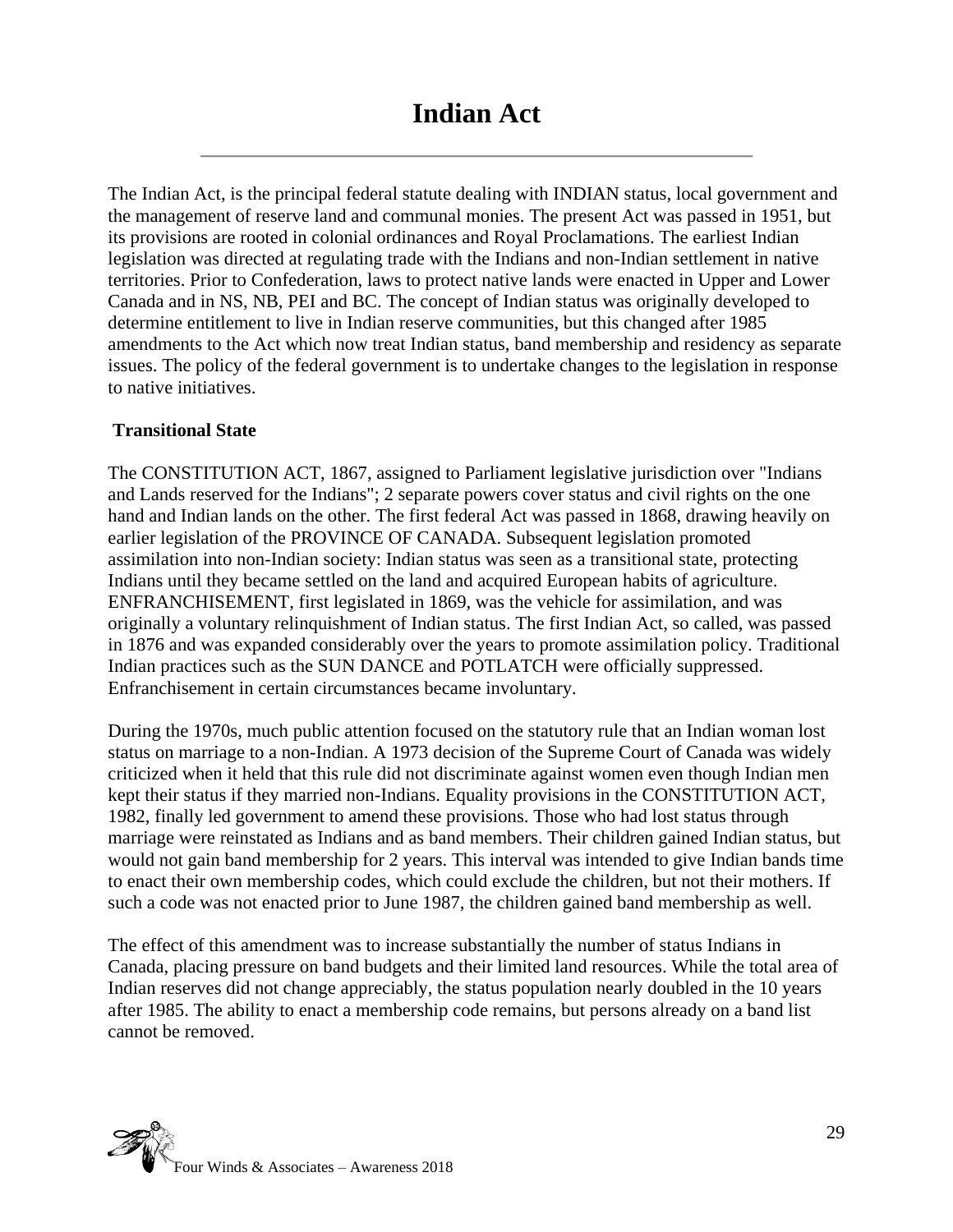# Indian Act

The Indian Act, is the principal federal statute dealing with INDIAN status, local government and the management of reserve land and communal monies. The present Act was passed in 1951, but its provisions are rooted in colonial ordinances and Royal Proclamations. The earliest Indian legislation was directed at regulating trade with the Indians and non-Indian settlement in native territories. Prior to Confederation, laws to protect native lands were enacted in Upper and Lower Canada and in NS, NB, PEI and BC. The concept of Indian status was originally developed to determine entitlement to live in Indian reserve communities, but this changed after 1985 amendments to the Act which now treat Indian status, band membership and residency as separate issues. The policy of the federal government is to undertake changes to the legislation in response to native initiatives.

**Transitional State**

The CONSTITUTION ACT, 1867, assigned to Parliament legislative jurisdiction over "Indians and Lands reserved for the Indians"; 2 separate powers cover status and civil rights on the one hand and Indian lands on the other. The first federal Act was passed in 1868, drawing heavily on earlier legislation of the PROVINCE OF CANADA. Subsequent legislation promoted assimilation into non-Indian society: Indian status was seen as a transitional state, protecting Indians until they became settled on the land and acquired European habits of agriculture. ENFRANCHISEMENT, first legislated in 1869, was the vehicle for assimilation, and was originally a voluntary relinquishment of Indian status. The first Indian Act, so called, was passed in 1876 and was expanded considerably over the years to promote assimilation policy. Traditional Indian practices such as the SUN DANCE and POTLATCH were officially suppressed. Enfranchisement in certain circumstances became involuntary.

During the 1970s, much public attention focused on the statutory rule that an Indian woman lost status on marriage to a non-Indian. A 1973 decision of the Supreme Court of Canada was widely criticized when it held that this rule did not discriminate against women even though Indian men kept their status if they married non-Indians. Equality provisions in the CONSTITUTION ACT, 1982, finally led government to amend these provisions. Those who had lost status through marriage were reinstated as Indians and as band members. Their children gained Indian status, but would not gain band membership for 2 years. This interval was intended to give Indian bands time to enact their own membership codes, which could exclude the children, but not their mothers. If such a code was not enacted prior to June 1987, the children gained band membership as well.

The effect of this amendment was to increase substantially the number of status Indians in Canada, placing pressure on band budgets and their limited land resources. While the total area of Indian reserves did not change appreciably, the status population nearly doubled in the 10 years after 1985. The ability to enact a membership code remains, but persons already on a band list cannot be removed.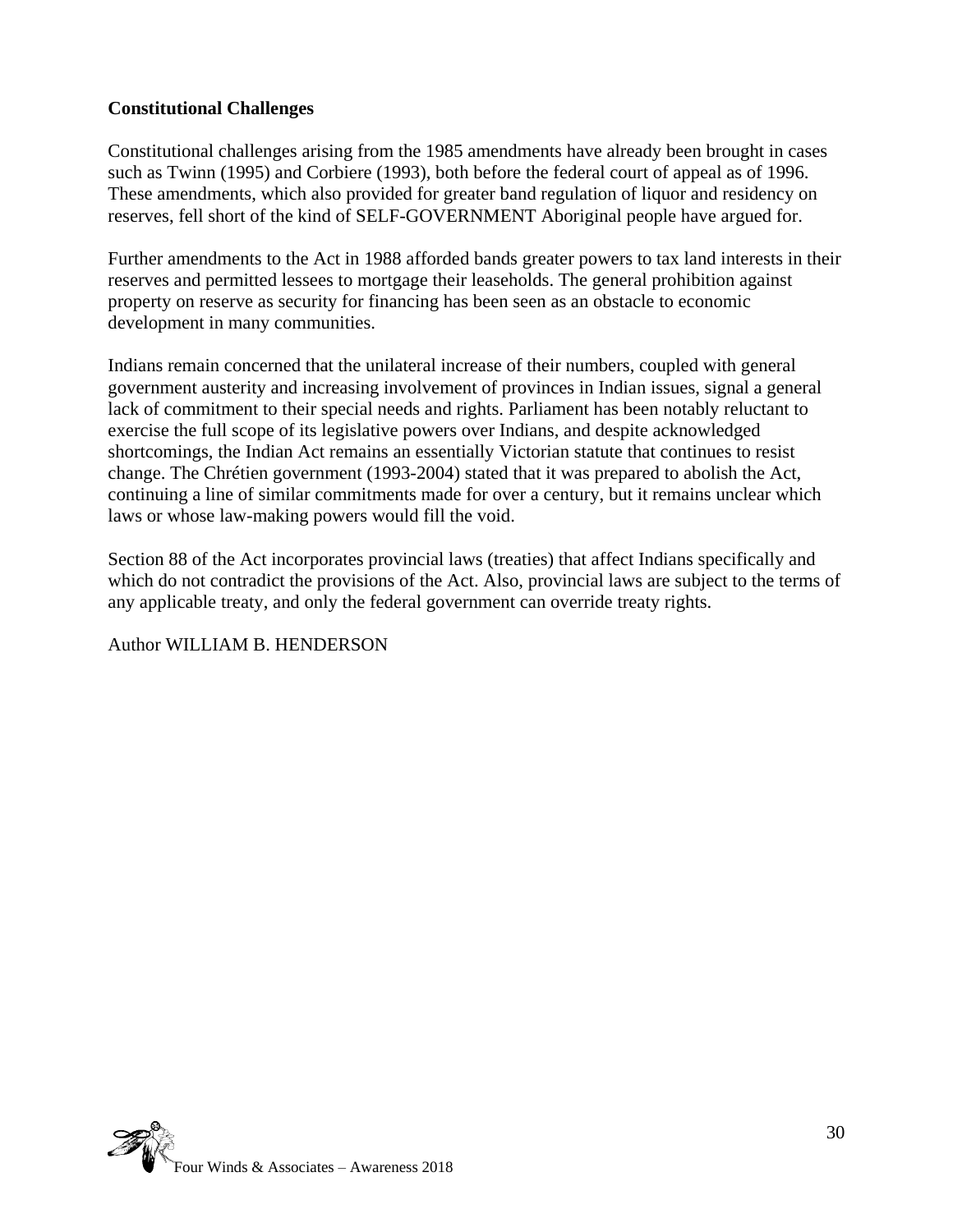**Constitutional Challenges**

Constitutional challenges arising from the 1985 amendments have already been brought in cases such as Twinn (1995) and Corbiere (1993), both before the federal court of appeal as of 1996. These amendments, which also provided for greater band regulation of liquor and residency on reserves, fell short of the kind of SELF-GOVERNMENT Aboriginal people have argued for.

Further amendments to the Act in 1988 afforded bands greater powers to tax land interests in their reserves and permitted lessees to mortgage their leaseholds. The general prohibition against property on reserve as security for financing has been seen as an obstacle to economic development in many communities.

Indians remain concerned that the unilateral increase of their numbers, coupled with general government austerity and increasing involvement of provinces in Indian issues, signal a general lack of commitment to their special needs and rights. Parliament has been notably reluctant to exercise the full scope of its legislative powers over Indians, and despite acknowledged shortcomings, the Indian Act remains an essentially Victorian statute that continues to resist change. The Chrétien government (1993-2004) stated that it was prepared to abolish the Act, continuing a line of similar commitments made for over a century, but it remains unclear which laws or whose law-making powers would fill the void.

Section 88 of the Act incorporates provincial laws (treaties) that affect Indians specifically and which do not contradict the provisions of the Act. Also, provincial laws are subject to the terms of any applicable treaty, and only the federal government can override treaty rights.

Author WILLIAM B. HENDERSON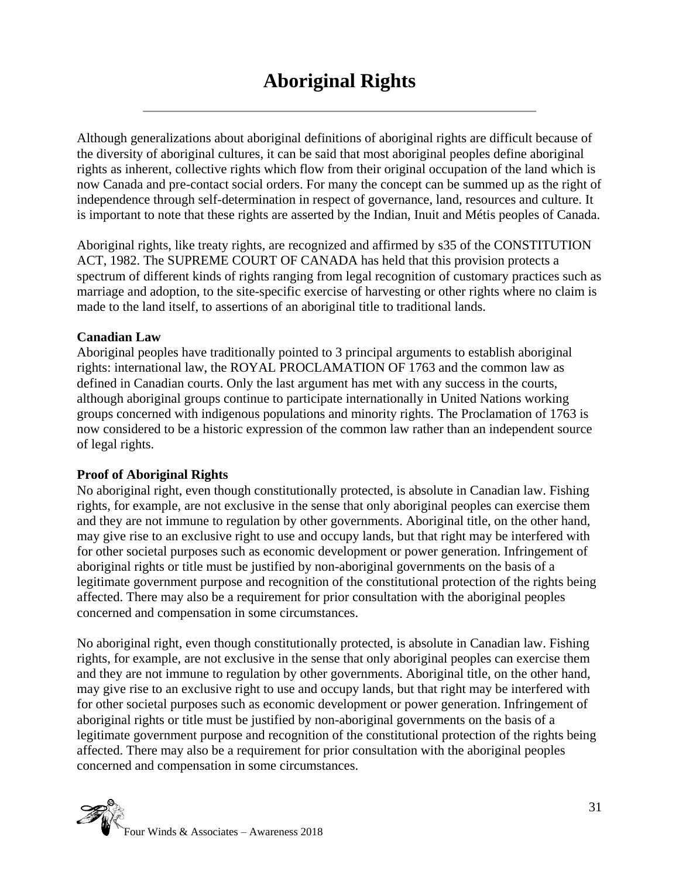# Aboriginal Rights

Although generalizations about aboriginal definitions of aboriginal rights are difficult because of the diversity of aboriginal cultures, it can be said that most aboriginal peoples define aboriginal rights as inherent, collective rights which flow from their original occupation of the land which is now Canada and pre-contact social orders. For many the concept can be summed up as the right of independence through self-determination in respect of governance, land, resources and culture. It is important to note that these rights are asserted by the Indian, Inuit and Métis peoples of Canada.

Aboriginal rights, like treaty rights, are recognized and affirmed by s35 of the CONSTITUTION ACT, 1982. The SUPREME COURT OF CANADA has held that this provision protects a spectrum of different kinds of rights ranging from legal recognition of customary practices such as marriage and adoption, to the site-specific exercise of harvesting or other rights where no claim is made to the land itself, to assertions of an aboriginal title to traditional lands.

**Canadian Law**

Aboriginal peoples have traditionally pointed to 3 principal arguments to establish aboriginal rights: international law, the ROYAL PROCLAMATION OF 1763 and the common law as defined in Canadian courts. Only the last argument has met with any success in the courts, although aboriginal groups continue to participate internationally in United Nations working groups concerned with indigenous populations and minority rights. The Proclamation of 1763 is now considered to be a historic expression of the common law rather than an independent source of legal rights.

**Proof of Aboriginal Rights**

No aboriginal right, even though constitutionally protected, is absolute in Canadian law. Fishing rights, for example, are not exclusive in the sense that only aboriginal peoples can exercise them and they are not immune to regulation by other governments. Aboriginal title, on the other hand, may give rise to an exclusive right to use and occupy lands, but that right may be interfered with for other societal purposes such as economic development or power generation. Infringement of aboriginal rights or title must be justified by non-aboriginal governments on the basis of a legitimate government purpose and recognition of the constitutional protection of the rights being affected. There may also be a requirement for prior consultation with the aboriginal peoples concerned and compensation in some circumstances.

No aboriginal right, even though constitutionally protected, is absolute in Canadian law. Fishing rights, for example, are not exclusive in the sense that only aboriginal peoples can exercise them and they are not immune to regulation by other governments. Aboriginal title, on the other hand, may give rise to an exclusive right to use and occupy lands, but that right may be interfered with for other societal purposes such as economic development or power generation. Infringement of aboriginal rights or title must be justified by non-aboriginal governments on the basis of a legitimate government purpose and recognition of the constitutional protection of the rights being affected. There may also be a requirement for prior consultation with the aboriginal peoples concerned and compensation in some circumstances.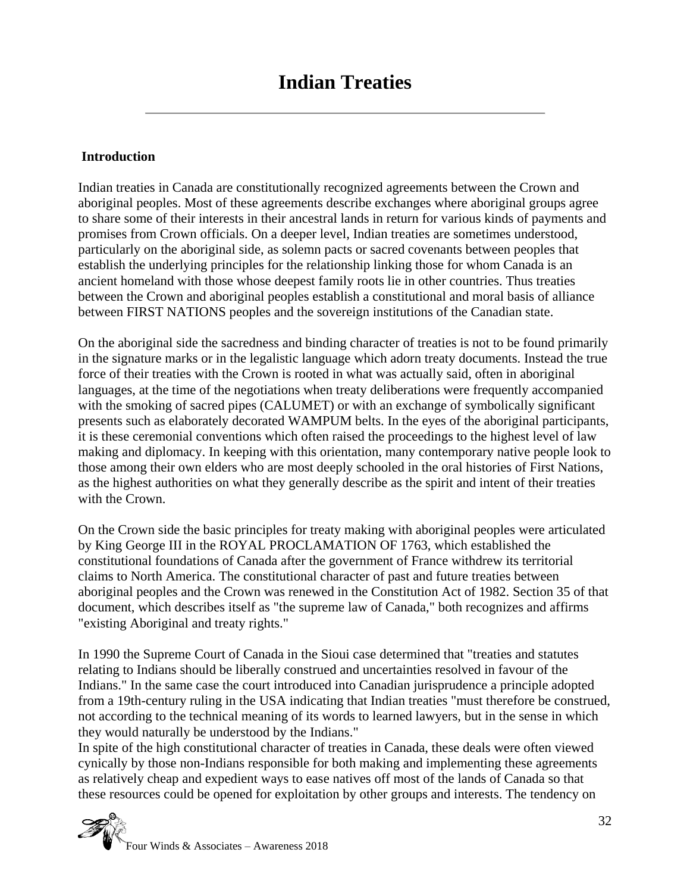# Indian Treaties

## Introduction

Indian treaties in Canada are constitutionally recognized agreements between the Crown and aboriginal peoples. Most of these agreements describe exchanges where aboriginal groups agree to share some of their interests in their ancestral lands in return for various kinds of payments and promises from Crown officials. On a deeper level, Indian treaties are sometimes understood, particularly on the aboriginal side, as solemn pacts or sacred covenants between peoples that establish the underlying principles for the relationship linking those for whom Canada is an ancient homeland with those whose deepest family roots lie in other countries. Thus treaties between the Crown and aboriginal peoples establish a constitutional and moral basis of alliance between FIRST NATIONS peoples and the sovereign institutions of the Canadian state.

On the aboriginal side the sacredness and binding character of treaties is not to be found primarily in the signature marks or in the legalistic language which adorn treaty documents. Instead the true force of their treaties with the Crown is rooted in what was actually said, often in aboriginal languages, at the time of the negotiations when treaty deliberations were frequently accompanied with the smoking of sacred pipes (CALUMET) or with an exchange of symbolically significant presents such as elaborately decorated WAMPUM belts. In the eyes of the aboriginal participants, it is these ceremonial conventions which often raised the proceedings to the highest level of law making and diplomacy. In keeping with this orientation, many contemporary native people look to those among their own elders who are most deeply schooled in the oral histories of First Nations, as the highest authorities on what they generally describe as the spirit and intent of their treaties with the Crown.

On the Crown side the basic principles for treaty making with aboriginal peoples were articulated by King George III in the ROYAL PROCLAMATION OF 1763, which established the constitutional foundations of Canada after the government of France withdrew its territorial claims to North America. The constitutional character of past and future treaties between aboriginal peoples and the Crown was renewed in the Constitution Act of 1982. Section 35 of that document, which describes itself as "the supreme law of Canada," both recognizes and affirms "existing Aboriginal and treaty rights."

In 1990 the Supreme Court of Canada in the Sioui case determined that "treaties and statutes relating to Indians should be liberally construed and uncertainties resolved in favour of the Indians." In the same case the court introduced into Canadian jurisprudence a principle adopted from a 19th-century ruling in the USA indicating that Indian treaties "must therefore be construed, not according to the technical meaning of its words to learned lawyers, but in the sense in which they would naturally be understood by the Indians."

In spite of the high constitutional character of treaties in Canada, these deals were often viewed cynically by those non-Indians responsible for both making and implementing these agreements as relatively cheap and expedient ways to ease natives off most of the lands of Canada so that these resources could be opened for exploitation by other groups and interests. The tendency on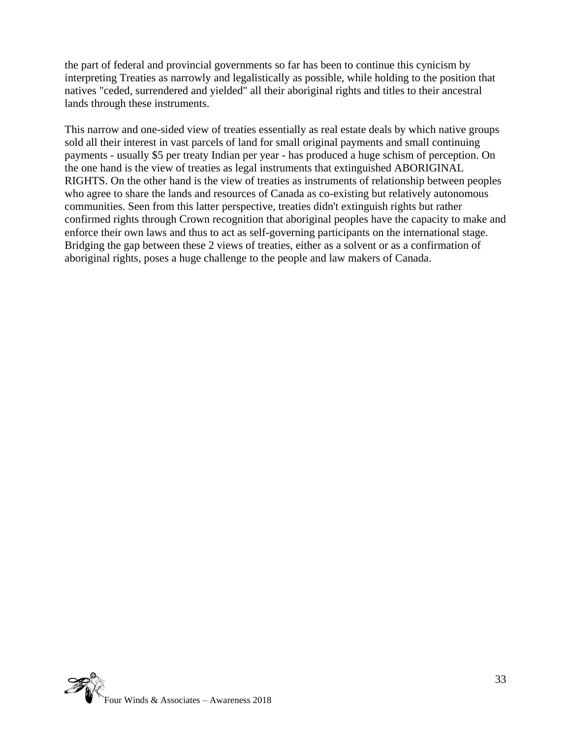the part of federal and provincial governments so far has been to continue this cynicism by interpreting Treaties as narrowly and legalistically as possible, while holding to the position that natives "ceded, surrendered and yielded" all their aboriginal rights and titles to their ancestral lands through these instruments.

This narrow and one-sided view of treaties essentially as real estate deals by which native groups sold all their interest in vast parcels of land for small original payments and small continuing payments - usually $5 per treaty Indian per year - has produced a huge schism of perception. On the one hand is the view of treaties as legal instruments that extinguished ABORIGINAL RIGHTS. On the other hand is the view of treaties as instruments of relationship between peoples who agree to share the lands and resources of Canada as co-existing but relatively autonomous communities. Seen from this latter perspective, treaties didn't extinguish rights but rather confirmed rights through Crown recognition that aboriginal peoples have the capacity to make and enforce their own laws and thus to act as self-governing participants on the international stage. Bridging the gap between these 2 views of treaties, either as a solvent or as a confirmation of aboriginal rights, poses a huge challenge to the people and law makers of Canada.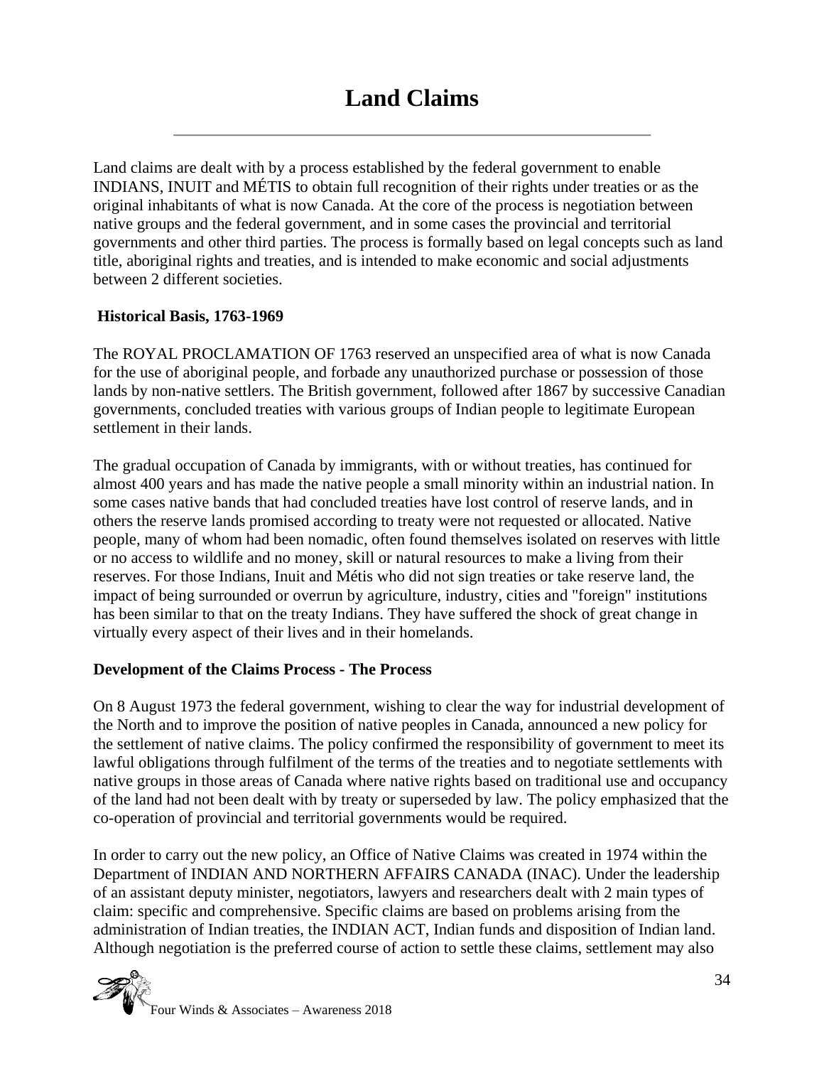# Land Claims

Land claims are dealt with by a process established by the federal government to enable INDIANS, INUIT and MÉTIS to obtain full recognition of their rights under treaties or as the original inhabitants of what is now Canada. At the core of the process is negotiation between native groups and the federal government, and in some cases the provincial and territorial governments and other third parties. The process is formally based on legal concepts such as land title, aboriginal rights and treaties, and is intended to make economic and social adjustments between 2 different societies.

**Historical Basis, 1763-1969**

The ROYAL PROCLAMATION OF 1763 reserved an unspecified area of what is now Canada for the use of aboriginal people, and forbade any unauthorized purchase or possession of those lands by non-native settlers. The British government, followed after 1867 by successive Canadian governments, concluded treaties with various groups of Indian people to legitimate European settlement in their lands.

The gradual occupation of Canada by immigrants, with or without treaties, has continued for almost 400 years and has made the native people a small minority within an industrial nation. In some cases native bands that had concluded treaties have lost control of reserve lands, and in others the reserve lands promised according to treaty were not requested or allocated. Native people, many of whom had been nomadic, often found themselves isolated on reserves with little or no access to wildlife and no money, skill or natural resources to make a living from their reserves. For those Indians, Inuit and Métis who did not sign treaties or take reserve land, the impact of being surrounded or overrun by agriculture, industry, cities and "foreign" institutions has been similar to that on the treaty Indians. They have suffered the shock of great change in virtually every aspect of their lives and in their homelands.

**Development of the Claims Process - The Process**

On 8 August 1973 the federal government, wishing to clear the way for industrial development of the North and to improve the position of native peoples in Canada, announced a new policy for the settlement of native claims. The policy confirmed the responsibility of government to meet its lawful obligations through fulfilment of the terms of the treaties and to negotiate settlements with native groups in those areas of Canada where native rights based on traditional use and occupancy of the land had not been dealt with by treaty or superseded by law. The policy emphasized that the co-operation of provincial and territorial governments would be required.

In order to carry out the new policy, an Office of Native Claims was created in 1974 within the Department of INDIAN AND NORTHERN AFFAIRS CANADA (INAC). Under the leadership of an assistant deputy minister, negotiators, lawyers and researchers dealt with 2 main types of claim: specific and comprehensive. Specific claims are based on problems arising from the administration of Indian treaties, the INDIAN ACT, Indian funds and disposition of Indian land. Although negotiation is the preferred course of action to settle these claims, settlement may also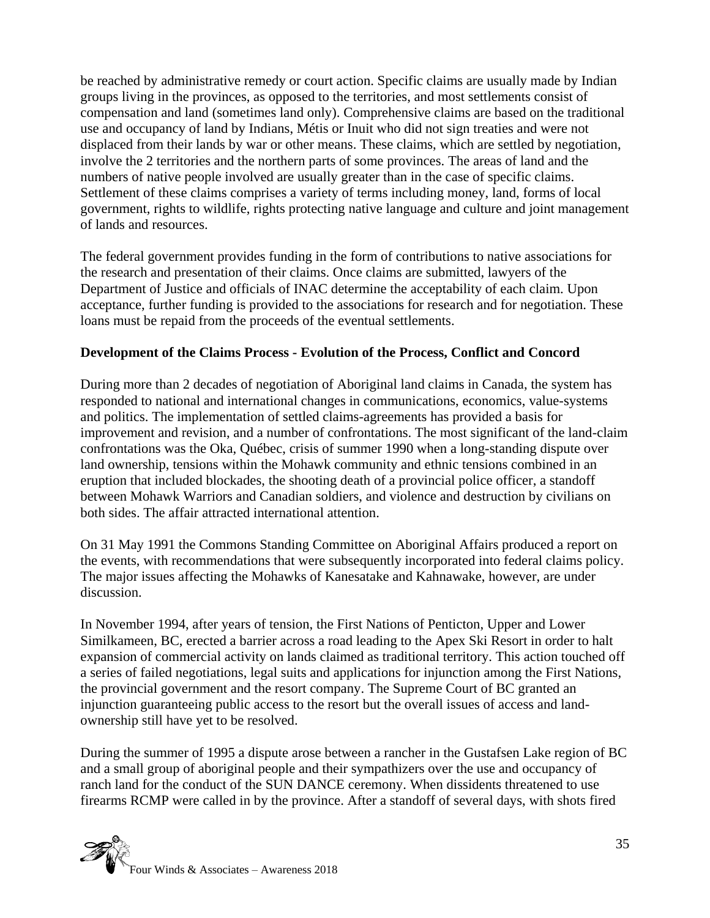be reached by administrative remedy or court action. Specific claims are usually made by Indian groups living in the provinces, as opposed to the territories, and most settlements consist of compensation and land (sometimes land only). Comprehensive claims are based on the traditional use and occupancy of land by Indians, Métis or Inuit who did not sign treaties and were not displaced from their lands by war or other means. These claims, which are settled by negotiation, involve the 2 territories and the northern parts of some provinces. The areas of land and the numbers of native people involved are usually greater than in the case of specific claims. Settlement of these claims comprises a variety of terms including money, land, forms of local government, rights to wildlife, rights protecting native language and culture and joint management of lands and resources.

The federal government provides funding in the form of contributions to native associations for the research and presentation of their claims. Once claims are submitted, lawyers of the Department of Justice and officials of INAC determine the acceptability of each claim. Upon acceptance, further funding is provided to the associations for research and for negotiation. These loans must be repaid from the proceeds of the eventual settlements.

**Development of the Claims Process - Evolution of the Process, Conflict and Concord**

During more than 2 decades of negotiation of Aboriginal land claims in Canada, the system has responded to national and international changes in communications, economics, value-systems and politics. The implementation of settled claims-agreements has provided a basis for improvement and revision, and a number of confrontations. The most significant of the land-claim confrontations was the Oka, Québec, crisis of summer 1990 when a long-standing dispute over land ownership, tensions within the Mohawk community and ethnic tensions combined in an eruption that included blockades, the shooting death of a provincial police officer, a standoff between Mohawk Warriors and Canadian soldiers, and violence and destruction by civilians on both sides. The affair attracted international attention.

On 31 May 1991 the Commons Standing Committee on Aboriginal Affairs produced a report on the events, with recommendations that were subsequently incorporated into federal claims policy. The major issues affecting the Mohawks of Kanesatake and Kahnawake, however, are under discussion.

In November 1994, after years of tension, the First Nations of Penticton, Upper and Lower Similkameen, BC, erected a barrier across a road leading to the Apex Ski Resort in order to halt expansion of commercial activity on lands claimed as traditional territory. This action touched off a series of failed negotiations, legal suits and applications for injunction among the First Nations, the provincial government and the resort company. The Supreme Court of BC granted an injunction guaranteeing public access to the resort but the overall issues of access and land-ownership still have yet to be resolved.

During the summer of 1995 a dispute arose between a rancher in the Gustafsen Lake region of BC and a small group of aboriginal people and their sympathizers over the use and occupancy of ranch land for the conduct of the SUN DANCE ceremony. When dissidents threatened to use firearms RCMP were called in by the province. After a standoff of several days, with shots fired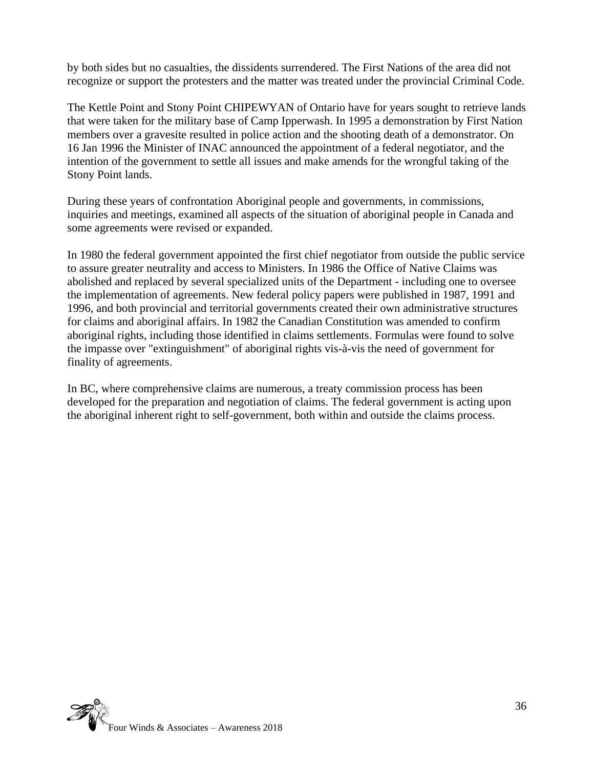by both sides but no casualties, the dissidents surrendered. The First Nations of the area did not recognize or support the protesters and the matter was treated under the provincial Criminal Code.

The Kettle Point and Stony Point CHIPEWYAN of Ontario have for years sought to retrieve lands that were taken for the military base of Camp Ipperwash. In 1995 a demonstration by First Nation members over a gravesite resulted in police action and the shooting death of a demonstrator. On 16 Jan 1996 the Minister of INAC announced the appointment of a federal negotiator, and the intention of the government to settle all issues and make amends for the wrongful taking of the Stony Point lands.

During these years of confrontation Aboriginal people and governments, in commissions, inquiries and meetings, examined all aspects of the situation of aboriginal people in Canada and some agreements were revised or expanded.

In 1980 the federal government appointed the first chief negotiator from outside the public service to assure greater neutrality and access to Ministers. In 1986 the Office of Native Claims was abolished and replaced by several specialized units of the Department - including one to oversee the implementation of agreements. New federal policy papers were published in 1987, 1991 and 1996, and both provincial and territorial governments created their own administrative structures for claims and aboriginal affairs. In 1982 the Canadian Constitution was amended to confirm aboriginal rights, including those identified in claims settlements. Formulas were found to solve the impasse over "extinguishment" of aboriginal rights vis-à-vis the need of government for finality of agreements.

In BC, where comprehensive claims are numerous, a treaty commission process has been developed for the preparation and negotiation of claims. The federal government is acting upon the aboriginal inherent right to self-government, both within and outside the claims process.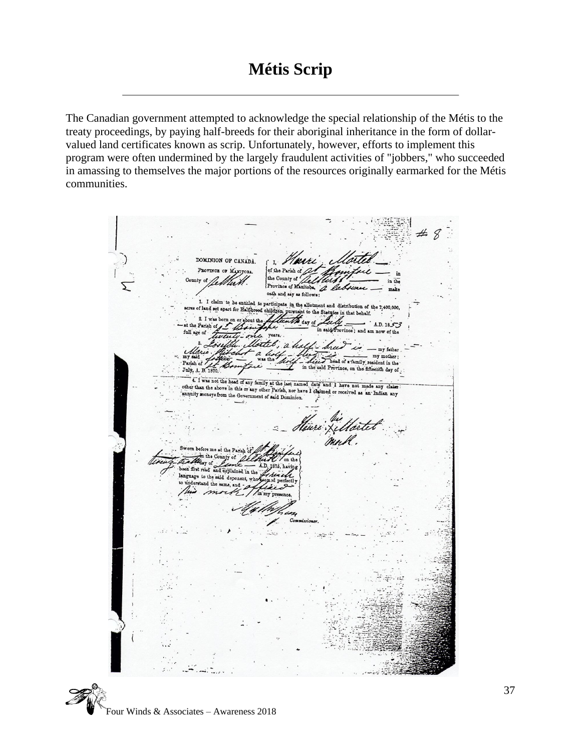# Métis Scrip

The Canadian government attempted to acknowledge the special relationship of the Métis to the treaty proceedings, by paying half-breeds for their aboriginal inheritance in the form of dollar-valued land certificates known as scrip. Unfortunately, however, efforts to implement this program were often undermined by the largely fraudulent activities of "jobbers," who succeeded in amassing to themselves the major portions of the resources originally earmarked for the Métis communities.

#8

DOMINION OF CANADA.
PROVINCE OF MANITOBA.
County of Selkirk.

I, Henri Mortel of the Parish of St Boniface in the County of Selkirk in the Province of Manitoba, a labourer make oath and say as follows:

1. I claim to be entitled to participate in the allotment and distribution of the 1,400,000 acres of land set apart for Half-breed children, pursuant to the Statutes in that behalf.

2. I was born on or about the fifteenth day of July A.D. 1853 at the Parish of St Boniface in said Province; and am now of the full age of twenty-one years.

3. Joseph Mortel, a half-breed is my father; Marie Hitchot a half-breed is my mother; my said father was the half-breed head of a family resident in the Parish of St Boniface in the said Province, on the fifteenth day of July, A.D. 1870.

4. I was not the head of any family at the last named date and I have not made any claim other than the above in this or any other Parish, nor have I claimed or received as an Indian any annuity moneys from the Government of said Dominion.

Henri his x Mortel mark.

Sworn before me at the Parish of St Boniface in the County of Selkirk on the twenty-eighth day of June A.D. 1876, having been first read and explained in the French language to the said deponent, who seemed perfectly to understand the same, and affixed his mark in my presence.

Commissioner.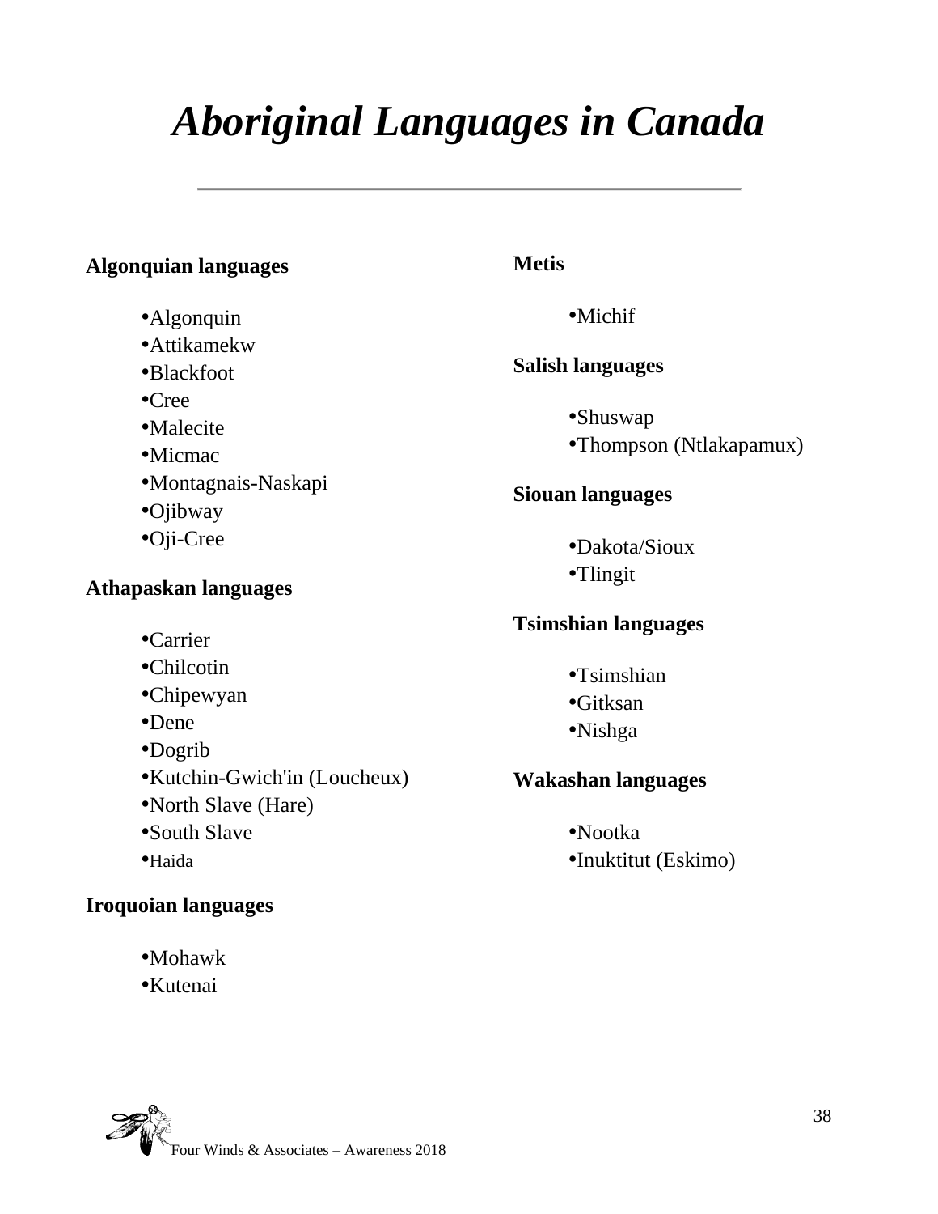# *Aboriginal Languages in Canada*

**Algonquian languages**

- Algonquin
- Attikamekw
- Blackfoot
- Cree
- Malecite
- Micmac
- Montagnais-Naskapi
- Ojibway
- Oji-Cree

**Athapaskan languages**

- Carrier
- Chilcotin
- Chipewyan
- Dene
- Dogrib
- Kutchin-Gwich'in (Loucheux)
- North Slave (Hare)
- South Slave
- Haida

**Iroquoian languages**

- Mohawk
- Kutenai

**Metis**

- Michif

**Salish languages**

- Shuswap
- Thompson (Ntlakapamux)

**Siouan languages**

- Dakota/Sioux
- Tlingit

**Tsimshian languages**

- Tsimshian
- Gitksan
- Nishga

**Wakashan languages**

- Nootka
- Inuktitut (Eskimo)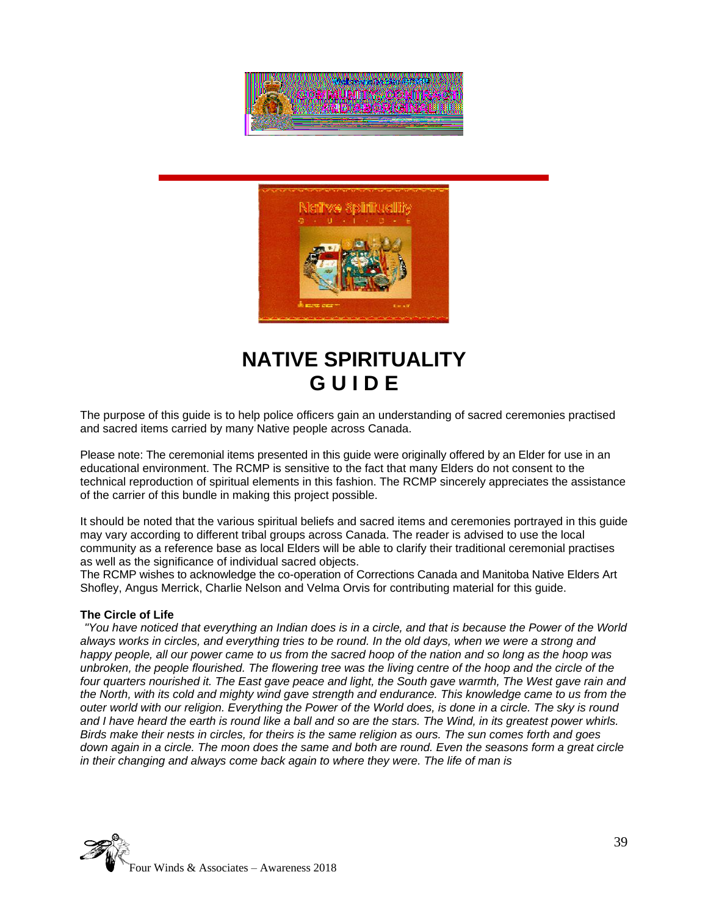# NATIVE SPIRITUALITY GUIDE

The purpose of this guide is to help police officers gain an understanding of sacred ceremonies practised and sacred items carried by many Native people across Canada.

Please note: The ceremonial items presented in this guide were originally offered by an Elder for use in an educational environment. The RCMP is sensitive to the fact that many Elders do not consent to the technical reproduction of spiritual elements in this fashion. The RCMP sincerely appreciates the assistance of the carrier of this bundle in making this project possible.

It should be noted that the various spiritual beliefs and sacred items and ceremonies portrayed in this guide may vary according to different tribal groups across Canada. The reader is advised to use the local community as a reference base as local Elders will be able to clarify their traditional ceremonial practises as well as the significance of individual sacred objects.
The RCMP wishes to acknowledge the co-operation of Corrections Canada and Manitoba Native Elders Art Shofley, Angus Merrick, Charlie Nelson and Velma Orvis for contributing material for this guide.

**The Circle of Life**

*"You have noticed that everything an Indian does is in a circle, and that is because the Power of the World always works in circles, and everything tries to be round. In the old days, when we were a strong and happy people, all our power came to us from the sacred hoop of the nation and so long as the hoop was unbroken, the people flourished. The flowering tree was the living centre of the hoop and the circle of the four quarters nourished it. The East gave peace and light, the South gave warmth, The West gave rain and the North, with its cold and mighty wind gave strength and endurance. This knowledge came to us from the outer world with our religion. Everything the Power of the World does, is done in a circle. The sky is round and I have heard the earth is round like a ball and so are the stars. The Wind, in its greatest power whirls. Birds make their nests in circles, for theirs is the same religion as ours. The sun comes forth and goes down again in a circle. The moon does the same and both are round. Even the seasons form a great circle in their changing and always come back again to where they were. The life of man is*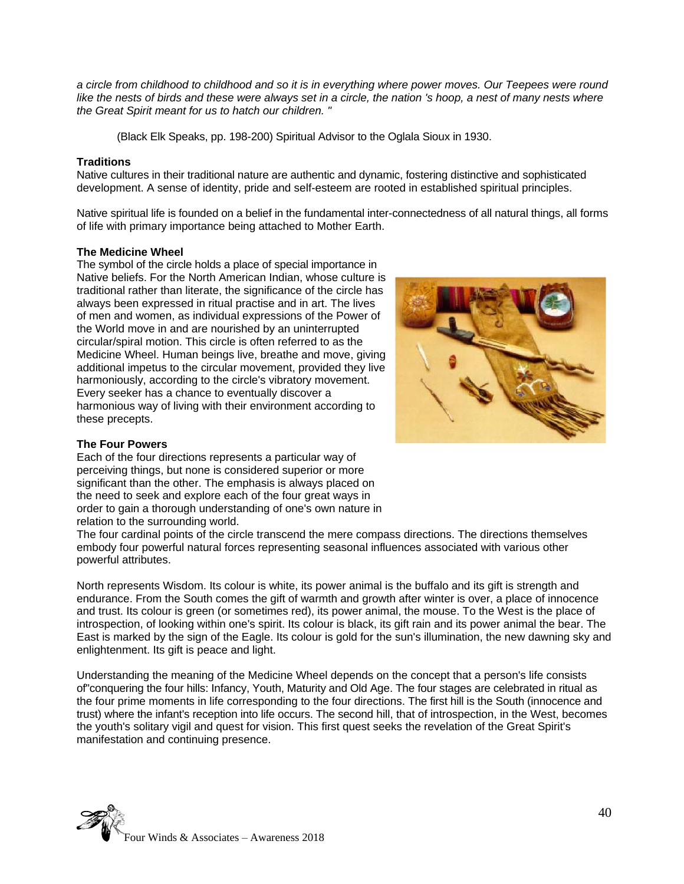*a circle from childhood to childhood and so it is in everything where power moves. Our Teepees were round like the nests of birds and these were always set in a circle, the nation 's hoop, a nest of many nests where the Great Spirit meant for us to hatch our children. "*

(Black Elk Speaks, pp. 198-200) Spiritual Advisor to the Oglala Sioux in 1930.

**Traditions**

Native cultures in their traditional nature are authentic and dynamic, fostering distinctive and sophisticated development. A sense of identity, pride and self-esteem are rooted in established spiritual principles.

Native spiritual life is founded on a belief in the fundamental inter-connectedness of all natural things, all forms of life with primary importance being attached to Mother Earth.

**The Medicine Wheel**

The symbol of the circle holds a place of special importance in Native beliefs. For the North American Indian, whose culture is traditional rather than literate, the significance of the circle has always been expressed in ritual practise and in art. The lives of men and women, as individual expressions of the Power of the World move in and are nourished by an uninterrupted circular/spiral motion. This circle is often referred to as the Medicine Wheel. Human beings live, breathe and move, giving additional impetus to the circular movement, provided they live harmoniously, according to the circle's vibratory movement. Every seeker has a chance to eventually discover a harmonious way of living with their environment according to these precepts.

**The Four Powers**

Each of the four directions represents a particular way of perceiving things, but none is considered superior or more significant than the other. The emphasis is always placed on the need to seek and explore each of the four great ways in order to gain a thorough understanding of one's own nature in relation to the surrounding world.

The four cardinal points of the circle transcend the mere compass directions. The directions themselves embody four powerful natural forces representing seasonal influences associated with various other powerful attributes.

North represents Wisdom. Its colour is white, its power animal is the buffalo and its gift is strength and endurance. From the South comes the gift of warmth and growth after winter is over, a place of innocence and trust. Its colour is green (or sometimes red), its power animal, the mouse. To the West is the place of introspection, of looking within one's spirit. Its colour is black, its gift rain and its power animal the bear. The East is marked by the sign of the Eagle. Its colour is gold for the sun's illumination, the new dawning sky and enlightenment. Its gift is peace and light.

Understanding the meaning of the Medicine Wheel depends on the concept that a person's life consists of"conquering the four hills: Infancy, Youth, Maturity and Old Age. The four stages are celebrated in ritual as the four prime moments in life corresponding to the four directions. The first hill is the South (innocence and trust) where the infant's reception into life occurs. The second hill, that of introspection, in the West, becomes the youth's solitary vigil and quest for vision. This first quest seeks the revelation of the Great Spirit's manifestation and continuing presence.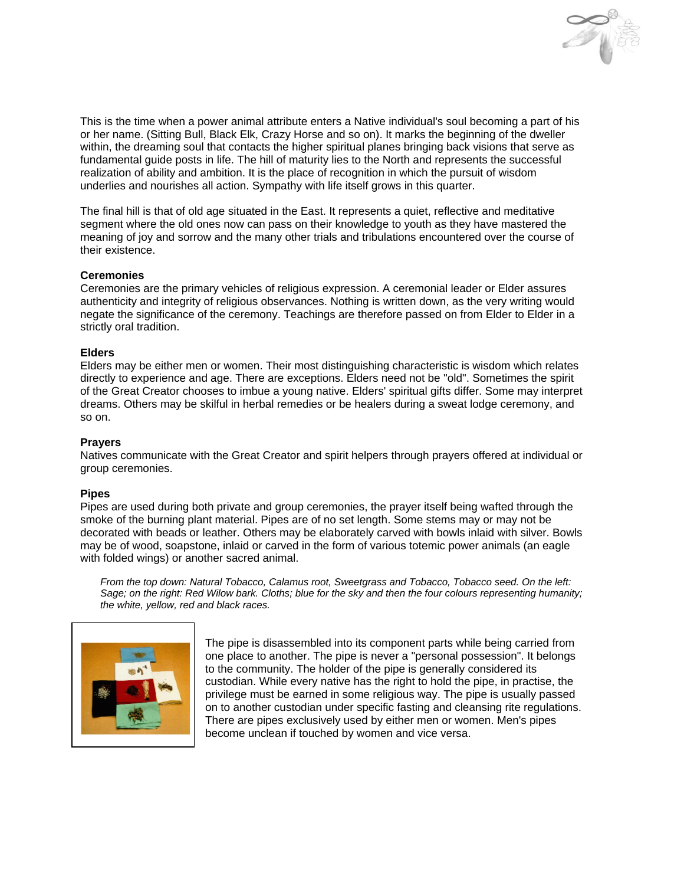This is the time when a power animal attribute enters a Native individual's soul becoming a part of his or her name. (Sitting Bull, Black Elk, Crazy Horse and so on). It marks the beginning of the dweller within, the dreaming soul that contacts the higher spiritual planes bringing back visions that serve as fundamental guide posts in life. The hill of maturity lies to the North and represents the successful realization of ability and ambition. It is the place of recognition in which the pursuit of wisdom underlies and nourishes all action. Sympathy with life itself grows in this quarter.

The final hill is that of old age situated in the East. It represents a quiet, reflective and meditative segment where the old ones now can pass on their knowledge to youth as they have mastered the meaning of joy and sorrow and the many other trials and tribulations encountered over the course of their existence.

**Ceremonies**
Ceremonies are the primary vehicles of religious expression. A ceremonial leader or Elder assures authenticity and integrity of religious observances. Nothing is written down, as the very writing would negate the significance of the ceremony. Teachings are therefore passed on from Elder to Elder in a strictly oral tradition.

**Elders**
Elders may be either men or women. Their most distinguishing characteristic is wisdom which relates directly to experience and age. There are exceptions. Elders need not be "old". Sometimes the spirit of the Great Creator chooses to imbue a young native. Elders' spiritual gifts differ. Some may interpret dreams. Others may be skilful in herbal remedies or be healers during a sweat lodge ceremony, and so on.

**Prayers**
Natives communicate with the Great Creator and spirit helpers through prayers offered at individual or group ceremonies.

**Pipes**
Pipes are used during both private and group ceremonies, the prayer itself being wafted through the smoke of the burning plant material. Pipes are of no set length. Some stems may or may not be decorated with beads or leather. Others may be elaborately carved with bowls inlaid with silver. Bowls may be of wood, soapstone, inlaid or carved in the form of various totemic power animals (an eagle with folded wings) or another sacred animal.

*From the top down: Natural Tobacco, Calamus root, Sweetgrass and Tobacco, Tobacco seed. On the left: Sage; on the right: Red Willow bark. Cloths; blue for the sky and then the four colours representing humanity; the white, yellow, red and black races.*

The pipe is disassembled into its component parts while being carried from one place to another. The pipe is never a "personal possession". It belongs to the community. The holder of the pipe is generally considered its custodian. While every native has the right to hold the pipe, in practise, the privilege must be earned in some religious way. The pipe is usually passed on to another custodian under specific fasting and cleansing rite regulations. There are pipes exclusively used by either men or women. Men's pipes become unclean if touched by women and vice versa.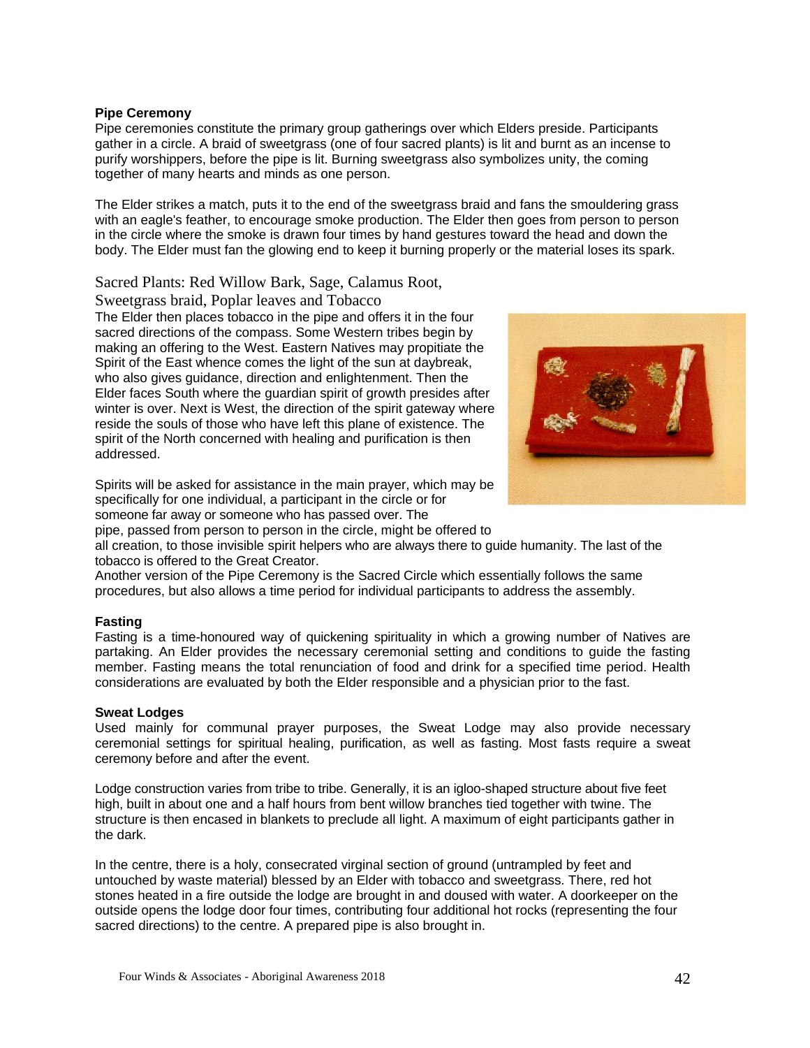**Pipe Ceremony**

Pipe ceremonies constitute the primary group gatherings over which Elders preside. Participants gather in a circle. A braid of sweetgrass (one of four sacred plants) is lit and burnt as an incense to purify worshippers, before the pipe is lit. Burning sweetgrass also symbolizes unity, the coming together of many hearts and minds as one person.

The Elder strikes a match, puts it to the end of the sweetgrass braid and fans the smouldering grass with an eagle's feather, to encourage smoke production. The Elder then goes from person to person in the circle where the smoke is drawn four times by hand gestures toward the head and down the body. The Elder must fan the glowing end to keep it burning properly or the material loses its spark.

Sacred Plants: Red Willow Bark, Sage, Calamus Root, Sweetgrass braid, Poplar leaves and Tobacco

The Elder then places tobacco in the pipe and offers it in the four sacred directions of the compass. Some Western tribes begin by making an offering to the West. Eastern Natives may propitiate the Spirit of the East whence comes the light of the sun at daybreak, who also gives guidance, direction and enlightenment. Then the Elder faces South where the guardian spirit of growth presides after winter is over. Next is West, the direction of the spirit gateway where reside the souls of those who have left this plane of existence. The spirit of the North concerned with healing and purification is then addressed.

Spirits will be asked for assistance in the main prayer, which may be specifically for one individual, a participant in the circle or for someone far away or someone who has passed over. The pipe, passed from person to person in the circle, might be offered to all creation, to those invisible spirit helpers who are always there to guide humanity. The last of the tobacco is offered to the Great Creator.

Another version of the Pipe Ceremony is the Sacred Circle which essentially follows the same procedures, but also allows a time period for individual participants to address the assembly.

**Fasting**

Fasting is a time-honoured way of quickening spirituality in which a growing number of Natives are partaking. An Elder provides the necessary ceremonial setting and conditions to guide the fasting member. Fasting means the total renunciation of food and drink for a specified time period. Health considerations are evaluated by both the Elder responsible and a physician prior to the fast.

**Sweat Lodges**

Used mainly for communal prayer purposes, the Sweat Lodge may also provide necessary ceremonial settings for spiritual healing, purification, as well as fasting. Most fasts require a sweat ceremony before and after the event.

Lodge construction varies from tribe to tribe. Generally, it is an igloo-shaped structure about five feet high, built in about one and a half hours from bent willow branches tied together with twine. The structure is then encased in blankets to preclude all light. A maximum of eight participants gather in the dark.

In the centre, there is a holy, consecrated virginal section of ground (untrampled by feet and untouched by waste material) blessed by an Elder with tobacco and sweetgrass. There, red hot stones heated in a fire outside the lodge are brought in and doused with water. A doorkeeper on the outside opens the lodge door four times, contributing four additional hot rocks (representing the four sacred directions) to the centre. A prepared pipe is also brought in.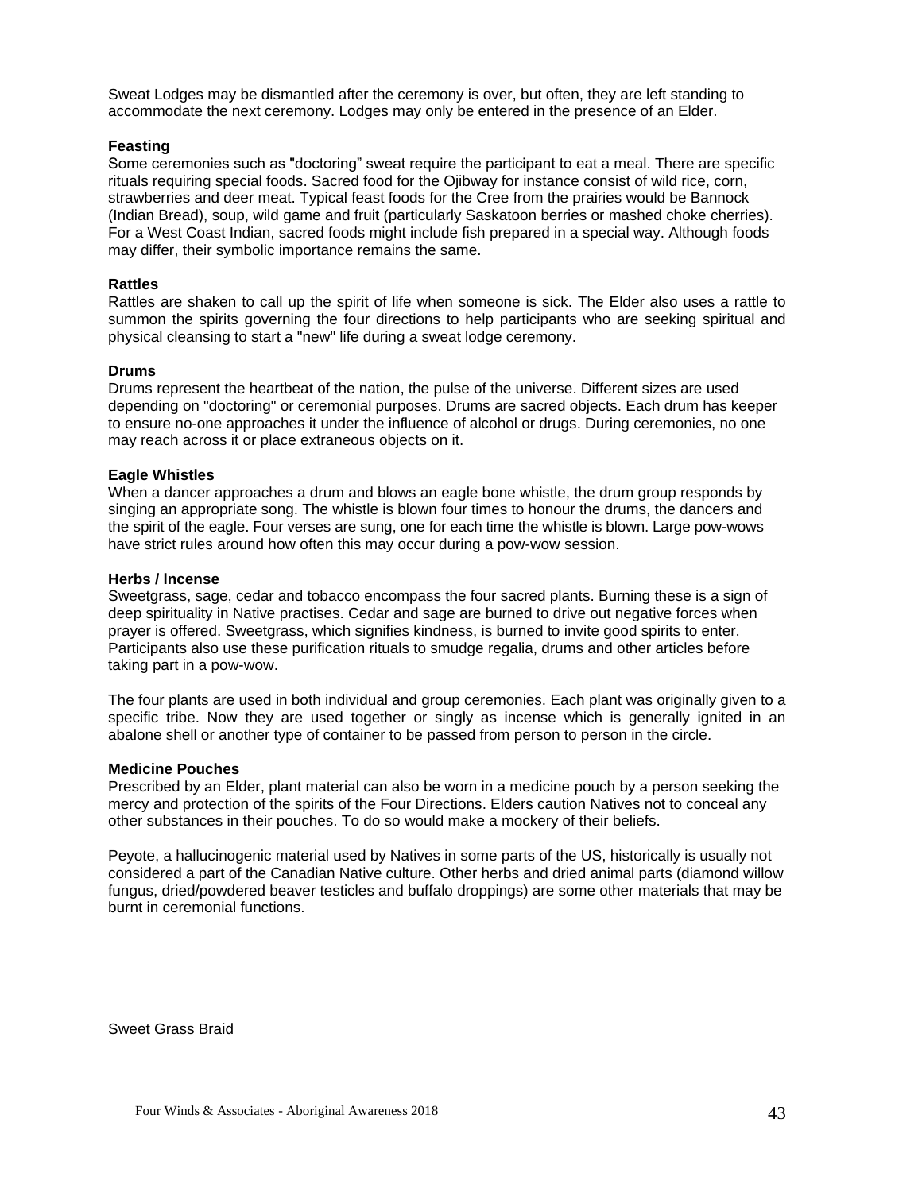Sweat Lodges may be dismantled after the ceremony is over, but often, they are left standing to accommodate the next ceremony. Lodges may only be entered in the presence of an Elder.

**Feasting**

Some ceremonies such as "doctoring" sweat require the participant to eat a meal. There are specific rituals requiring special foods. Sacred food for the Ojibway for instance consist of wild rice, corn, strawberries and deer meat. Typical feast foods for the Cree from the prairies would be Bannock (Indian Bread), soup, wild game and fruit (particularly Saskatoon berries or mashed choke cherries). For a West Coast Indian, sacred foods might include fish prepared in a special way. Although foods may differ, their symbolic importance remains the same.

**Rattles**

Rattles are shaken to call up the spirit of life when someone is sick. The Elder also uses a rattle to summon the spirits governing the four directions to help participants who are seeking spiritual and physical cleansing to start a "new" life during a sweat lodge ceremony.

**Drums**

Drums represent the heartbeat of the nation, the pulse of the universe. Different sizes are used depending on "doctoring" or ceremonial purposes. Drums are sacred objects. Each drum has keeper to ensure no-one approaches it under the influence of alcohol or drugs. During ceremonies, no one may reach across it or place extraneous objects on it.

**Eagle Whistles**

When a dancer approaches a drum and blows an eagle bone whistle, the drum group responds by singing an appropriate song. The whistle is blown four times to honour the drums, the dancers and the spirit of the eagle. Four verses are sung, one for each time the whistle is blown. Large pow-wows have strict rules around how often this may occur during a pow-wow session.

**Herbs / Incense**

Sweetgrass, sage, cedar and tobacco encompass the four sacred plants. Burning these is a sign of deep spirituality in Native practises. Cedar and sage are burned to drive out negative forces when prayer is offered. Sweetgrass, which signifies kindness, is burned to invite good spirits to enter. Participants also use these purification rituals to smudge regalia, drums and other articles before taking part in a pow-wow.

The four plants are used in both individual and group ceremonies. Each plant was originally given to a specific tribe. Now they are used together or singly as incense which is generally ignited in an abalone shell or another type of container to be passed from person to person in the circle.

**Medicine Pouches**

Prescribed by an Elder, plant material can also be worn in a medicine pouch by a person seeking the mercy and protection of the spirits of the Four Directions. Elders caution Natives not to conceal any other substances in their pouches. To do so would make a mockery of their beliefs.

Peyote, a hallucinogenic material used by Natives in some parts of the US, historically is usually not considered a part of the Canadian Native culture. Other herbs and dried animal parts (diamond willow fungus, dried/powdered beaver testicles and buffalo droppings) are some other materials that may be burnt in ceremonial functions.

Sweet Grass Braid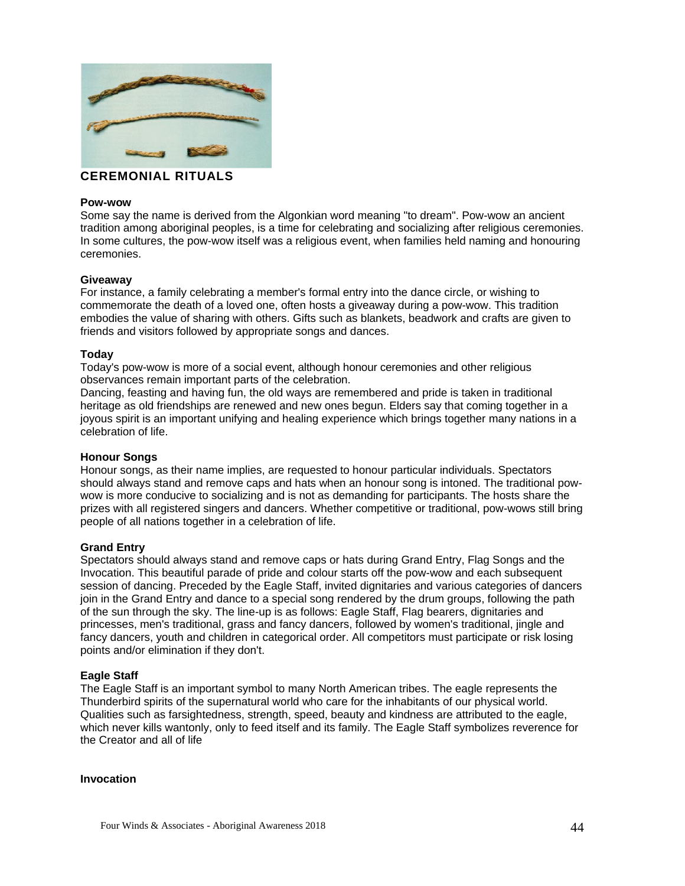## CEREMONIAL RITUALS

**Pow-wow**
Some say the name is derived from the Algonkian word meaning "to dream". Pow-wow an ancient tradition among aboriginal peoples, is a time for celebrating and socializing after religious ceremonies. In some cultures, the pow-wow itself was a religious event, when families held naming and honouring ceremonies.

**Giveaway**
For instance, a family celebrating a member's formal entry into the dance circle, or wishing to commemorate the death of a loved one, often hosts a giveaway during a pow-wow. This tradition embodies the value of sharing with others. Gifts such as blankets, beadwork and crafts are given to friends and visitors followed by appropriate songs and dances.

**Today**
Today's pow-wow is more of a social event, although honour ceremonies and other religious observances remain important parts of the celebration.
Dancing, feasting and having fun, the old ways are remembered and pride is taken in traditional heritage as old friendships are renewed and new ones begun. Elders say that coming together in a joyous spirit is an important unifying and healing experience which brings together many nations in a celebration of life.

**Honour Songs**
Honour songs, as their name implies, are requested to honour particular individuals. Spectators should always stand and remove caps and hats when an honour song is intoned. The traditional pow-wow is more conducive to socializing and is not as demanding for participants. The hosts share the prizes with all registered singers and dancers. Whether competitive or traditional, pow-wows still bring people of all nations together in a celebration of life.

**Grand Entry**
Spectators should always stand and remove caps or hats during Grand Entry, Flag Songs and the Invocation. This beautiful parade of pride and colour starts off the pow-wow and each subsequent session of dancing. Preceded by the Eagle Staff, invited dignitaries and various categories of dancers join in the Grand Entry and dance to a special song rendered by the drum groups, following the path of the sun through the sky. The line-up is as follows: Eagle Staff, Flag bearers, dignitaries and princesses, men's traditional, grass and fancy dancers, followed by women's traditional, jingle and fancy dancers, youth and children in categorical order. All competitors must participate or risk losing points and/or elimination if they don't.

**Eagle Staff**
The Eagle Staff is an important symbol to many North American tribes. The eagle represents the Thunderbird spirits of the supernatural world who care for the inhabitants of our physical world. Qualities such as farsightedness, strength, speed, beauty and kindness are attributed to the eagle, which never kills wantonly, only to feed itself and its family. The Eagle Staff symbolizes reverence for the Creator and all of life

**Invocation**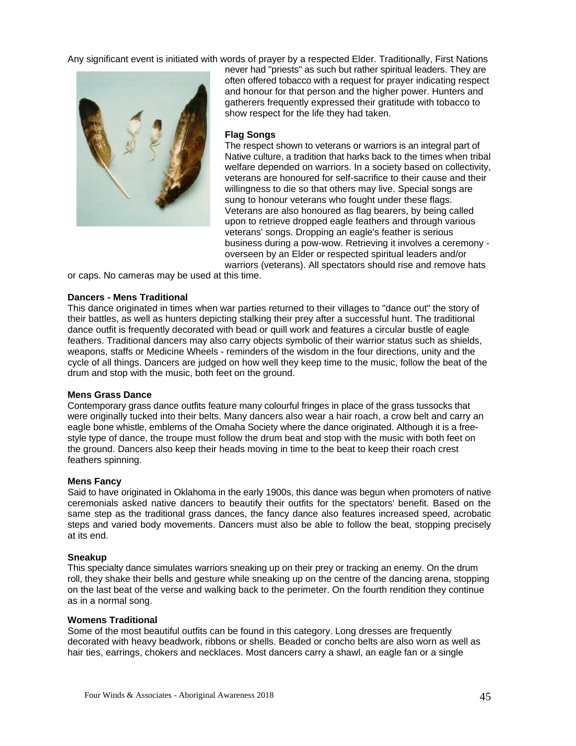Any significant event is initiated with words of prayer by a respected Elder. Traditionally, First Nations never had "priests" as such but rather spiritual leaders. They are often offered tobacco with a request for prayer indicating respect and honour for that person and the higher power. Hunters and gatherers frequently expressed their gratitude with tobacco to show respect for the life they had taken.

**Flag Songs**

The respect shown to veterans or warriors is an integral part of Native culture, a tradition that harks back to the times when tribal welfare depended on warriors. In a society based on collectivity, veterans are honoured for self-sacrifice to their cause and their willingness to die so that others may live. Special songs are sung to honour veterans who fought under these flags. Veterans are also honoured as flag bearers, by being called upon to retrieve dropped eagle feathers and through various veterans' songs. Dropping an eagle's feather is serious business during a pow-wow. Retrieving it involves a ceremony - overseen by an Elder or respected spiritual leaders and/or warriors (veterans). All spectators should rise and remove hats or caps. No cameras may be used at this time.

**Dancers - Mens Traditional**

This dance originated in times when war parties returned to their villages to "dance out" the story of their battles, as well as hunters depicting stalking their prey after a successful hunt. The traditional dance outfit is frequently decorated with bead or quill work and features a circular bustle of eagle feathers. Traditional dancers may also carry objects symbolic of their warrior status such as shields, weapons, staffs or Medicine Wheels - reminders of the wisdom in the four directions, unity and the cycle of all things. Dancers are judged on how well they keep time to the music, follow the beat of the drum and stop with the music, both feet on the ground.

**Mens Grass Dance**

Contemporary grass dance outfits feature many colourful fringes in place of the grass tussocks that were originally tucked into their belts. Many dancers also wear a hair roach, a crow belt and carry an eagle bone whistle, emblems of the Omaha Society where the dance originated. Although it is a free-style type of dance, the troupe must follow the drum beat and stop with the music with both feet on the ground. Dancers also keep their heads moving in time to the beat to keep their roach crest feathers spinning.

**Mens Fancy**

Said to have originated in Oklahoma in the early 1900s, this dance was begun when promoters of native ceremonials asked native dancers to beautify their outfits for the spectators' benefit. Based on the same step as the traditional grass dances, the fancy dance also features increased speed, acrobatic steps and varied body movements. Dancers must also be able to follow the beat, stopping precisely at its end.

**Sneakup**

This specialty dance simulates warriors sneaking up on their prey or tracking an enemy. On the drum roll, they shake their bells and gesture while sneaking up on the centre of the dancing arena, stopping on the last beat of the verse and walking back to the perimeter. On the fourth rendition they continue as in a normal song.

**Womens Traditional**

Some of the most beautiful outfits can be found in this category. Long dresses are frequently decorated with heavy beadwork, ribbons or shells. Beaded or concho belts are also worn as well as hair ties, earrings, chokers and necklaces. Most dancers carry a shawl, an eagle fan or a single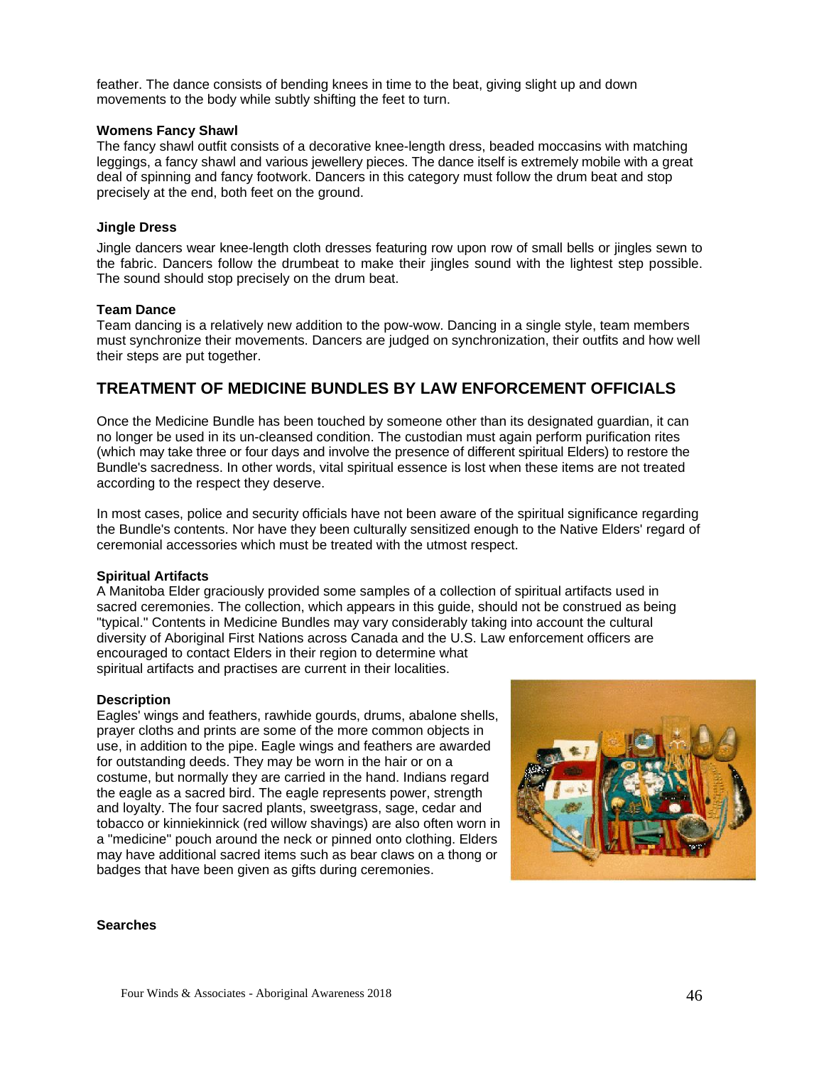feather. The dance consists of bending knees in time to the beat, giving slight up and down movements to the body while subtly shifting the feet to turn.

**Womens Fancy Shawl**

The fancy shawl outfit consists of a decorative knee-length dress, beaded moccasins with matching leggings, a fancy shawl and various jewellery pieces. The dance itself is extremely mobile with a great deal of spinning and fancy footwork. Dancers in this category must follow the drum beat and stop precisely at the end, both feet on the ground.

**Jingle Dress**

Jingle dancers wear knee-length cloth dresses featuring row upon row of small bells or jingles sewn to the fabric. Dancers follow the drumbeat to make their jingles sound with the lightest step possible. The sound should stop precisely on the drum beat.

**Team Dance**

Team dancing is a relatively new addition to the pow-wow. Dancing in a single style, team members must synchronize their movements. Dancers are judged on synchronization, their outfits and how well their steps are put together.

## TREATMENT OF MEDICINE BUNDLES BY LAW ENFORCEMENT OFFICIALS

Once the Medicine Bundle has been touched by someone other than its designated guardian, it can no longer be used in its un-cleansed condition. The custodian must again perform purification rites (which may take three or four days and involve the presence of different spiritual Elders) to restore the Bundle's sacredness. In other words, vital spiritual essence is lost when these items are not treated according to the respect they deserve.

In most cases, police and security officials have not been aware of the spiritual significance regarding the Bundle's contents. Nor have they been culturally sensitized enough to the Native Elders' regard of ceremonial accessories which must be treated with the utmost respect.

**Spiritual Artifacts**

A Manitoba Elder graciously provided some samples of a collection of spiritual artifacts used in sacred ceremonies. The collection, which appears in this guide, should not be construed as being "typical." Contents in Medicine Bundles may vary considerably taking into account the cultural diversity of Aboriginal First Nations across Canada and the U.S. Law enforcement officers are encouraged to contact Elders in their region to determine what spiritual artifacts and practises are current in their localities.

**Description**

Eagles' wings and feathers, rawhide gourds, drums, abalone shells, prayer cloths and prints are some of the more common objects in use, in addition to the pipe. Eagle wings and feathers are awarded for outstanding deeds. They may be worn in the hair or on a costume, but normally they are carried in the hand. Indians regard the eagle as a sacred bird. The eagle represents power, strength and loyalty. The four sacred plants, sweetgrass, sage, cedar and tobacco or kinniekinnick (red willow shavings) are also often worn in a "medicine" pouch around the neck or pinned onto clothing. Elders may have additional sacred items such as bear claws on a thong or badges that have been given as gifts during ceremonies.

**Searches**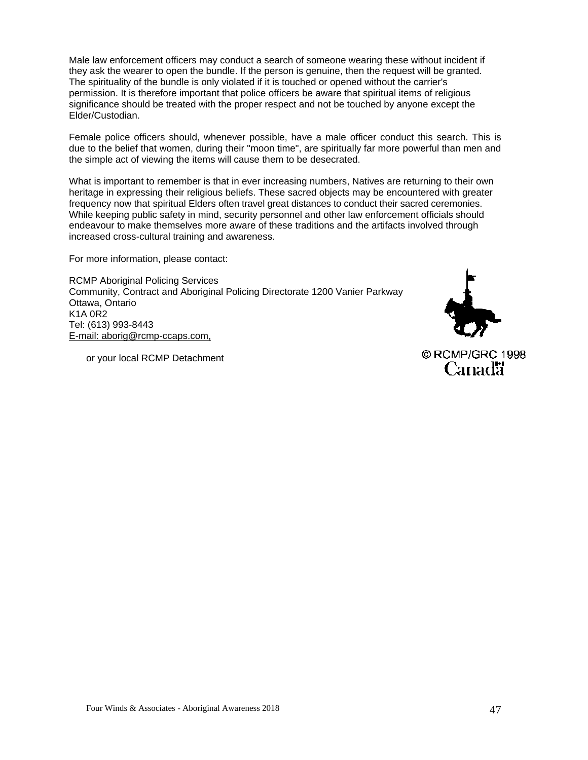Male law enforcement officers may conduct a search of someone wearing these without incident if they ask the wearer to open the bundle. If the person is genuine, then the request will be granted. The spirituality of the bundle is only violated if it is touched or opened without the carrier's permission. It is therefore important that police officers be aware that spiritual items of religious significance should be treated with the proper respect and not be touched by anyone except the Elder/Custodian.

Female police officers should, whenever possible, have a male officer conduct this search. This is due to the belief that women, during their "moon time", are spiritually far more powerful than men and the simple act of viewing the items will cause them to be desecrated.

What is important to remember is that in ever increasing numbers, Natives are returning to their own heritage in expressing their religious beliefs. These sacred objects may be encountered with greater frequency now that spiritual Elders often travel great distances to conduct their sacred ceremonies. While keeping public safety in mind, security personnel and other law enforcement officials should endeavour to make themselves more aware of these traditions and the artifacts involved through increased cross-cultural training and awareness.

For more information, please contact:

RCMP Aboriginal Policing Services
Community, Contract and Aboriginal Policing Directorate 1200 Vanier Parkway
Ottawa, Ontario
K1A 0R2
Tel: (613) 993-8443
E-mail: aborig@rcmp-ccaps.com,

or your local RCMP Detachment

© RCMP/GRC 1998
Canada